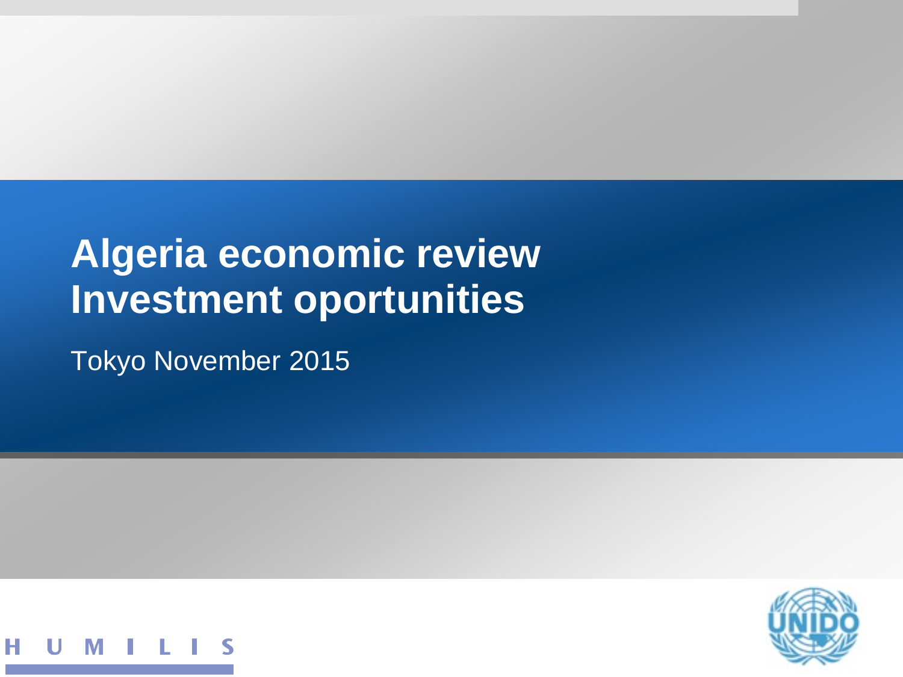# Algeria economic review Investment oportunities

Tokyo November 2015

H U M I L I S

UNIDO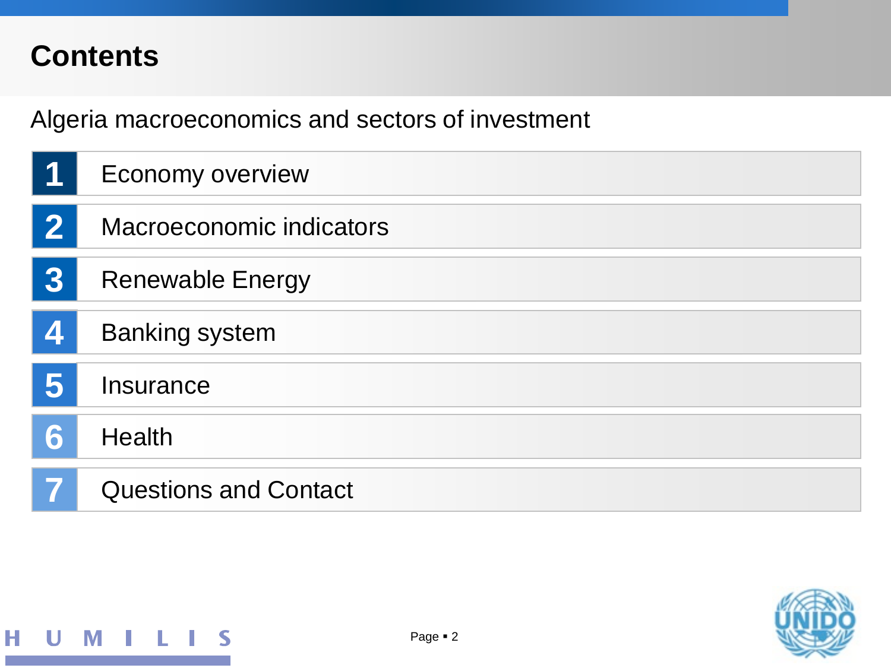# Contents

Algeria macroeconomics and sectors of investment

1. Economy overview
2. Macroeconomic indicators
3. Renewable Energy
4. Banking system
5. Insurance
6. Health
7. Questions and Contact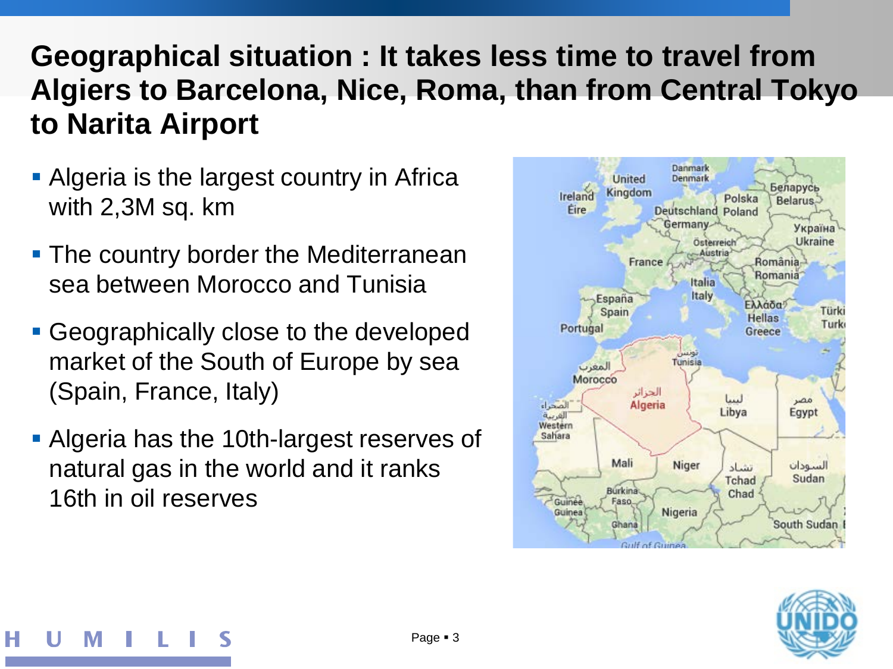# Geographical situation : It takes less time to travel from Algiers to Barcelona, Nice, Roma, than from Central Tokyo to Narita Airport

- Algeria is the largest country in Africa with 2,3M sq. km
- The country border the Mediterranean sea between Morocco and Tunisia
- Geographically close to the developed market of the South of Europe by sea (Spain, France, Italy)
- Algeria has the 10th-largest reserves of natural gas in the world and it ranks 16th in oil reserves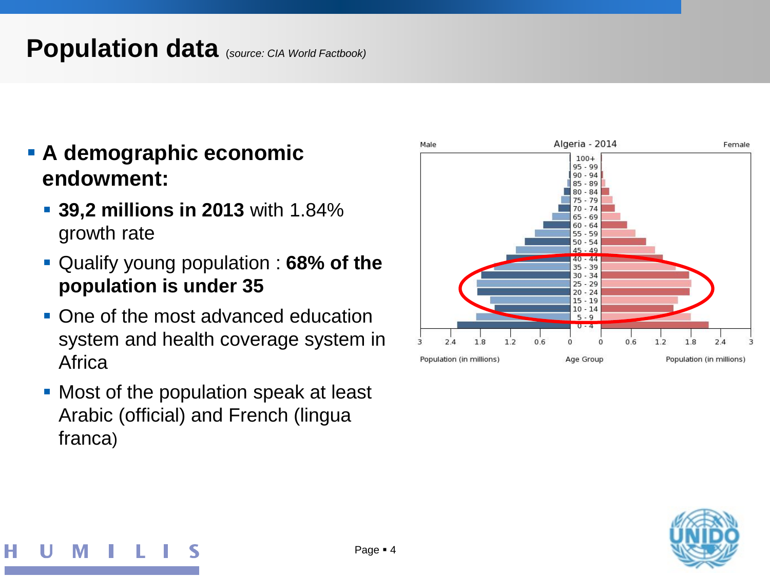# Population data (source: CIA World Factbook)

- **A demographic economic endowment:**
  - **39,2 millions in 2013** with 1.84% growth rate
  - Qualify young population : **68% of the population is under 35**
  - One of the most advanced education system and health coverage system in Africa
  - Most of the population speak at least Arabic (official) and French (lingua franca)

Male
Algeria - 2014
Female

100+
95 - 99
90 - 94
85 - 89
80 - 84
75 - 79
70 - 74
65 - 69
60 - 64
55 - 59
50 - 54
45 - 49
40 - 44
35 - 39
30 - 34
25 - 29
20 - 24
15 - 19
10 - 14
5 - 9
0 - 4

3 2.4 1.8 1.2 0.6 0 0 0.6 1.2 1.8 2.4 3

Population (in millions)
Age Group
Population (in millions)

HUMILIS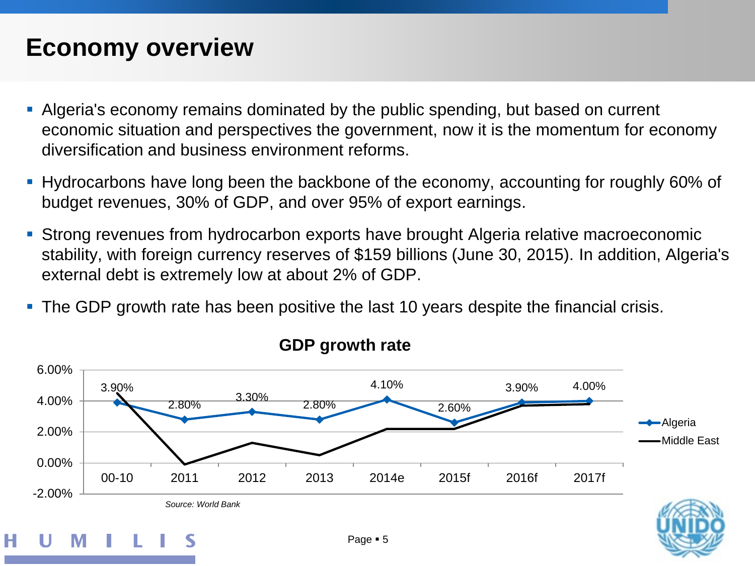# Economy overview

- Algeria's economy remains dominated by the public spending, but based on current economic situation and perspectives the government, now it is the momentum for economy diversification and business environment reforms.
- Hydrocarbons have long been the backbone of the economy, accounting for roughly 60% of budget revenues, 30% of GDP, and over 95% of export earnings.
- Strong revenues from hydrocarbon exports have brought Algeria relative macroeconomic stability, with foreign currency reserves of $159 billions (June 30, 2015). In addition, Algeria's external debt is extremely low at about 2% of GDP.
- The GDP growth rate has been positive the last 10 years despite the financial crisis.

**GDP growth rate**

6.00%
4.00%
2.00%
0.00%
-2.00%

00-10
2011
2012
2013
2014e
2015f
2016f
2017f

3.90%
2.80%
3.30%
2.80%
4.10%
2.60%
3.90%
4.00%

Algeria
Middle East

*Source: World Bank*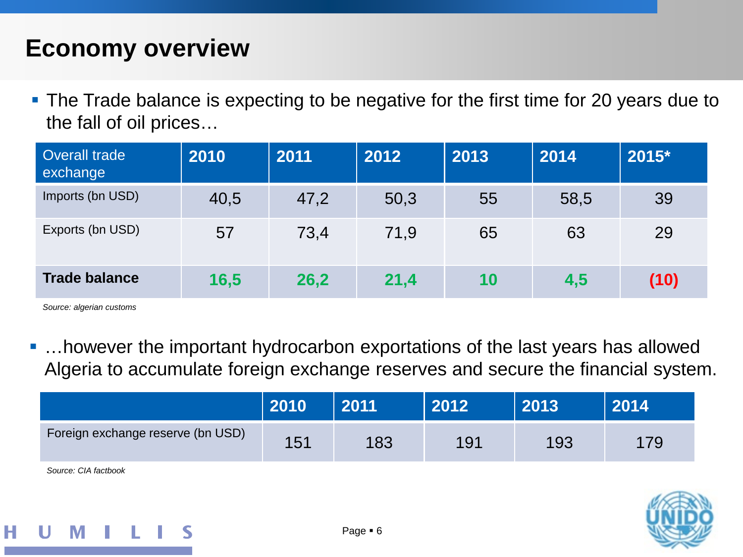# Economy overview

- The Trade balance is expecting to be negative for the first time for 20 years due to the fall of oil prices…

| Overall trade exchange | 2010 | 2011 | 2012 | 2013 | 2014 | 2015* |
|---|---|---|---|---|---|---|
| Imports (bn USD) | 40,5 | 47,2 | 50,3 | 55 | 58,5 | 39 |
| Exports (bn USD) | 57 | 73,4 | 71,9 | 65 | 63 | 29 |
| **Trade balance** | **16,5** | **26,2** | **21,4** | **10** | **4,5** | **(10)** |

*Source: algerian customs*

- …however the important hydrocarbon exportations of the last years has allowed Algeria to accumulate foreign exchange reserves and secure the financial system.

| | 2010 | 2011 | 2012 | 2013 | 2014 |
|---|---|---|---|---|---|
| Foreign exchange reserve (bn USD) | 151 | 183 | 191 | 193 | 179 |

*Source: CIA factbook*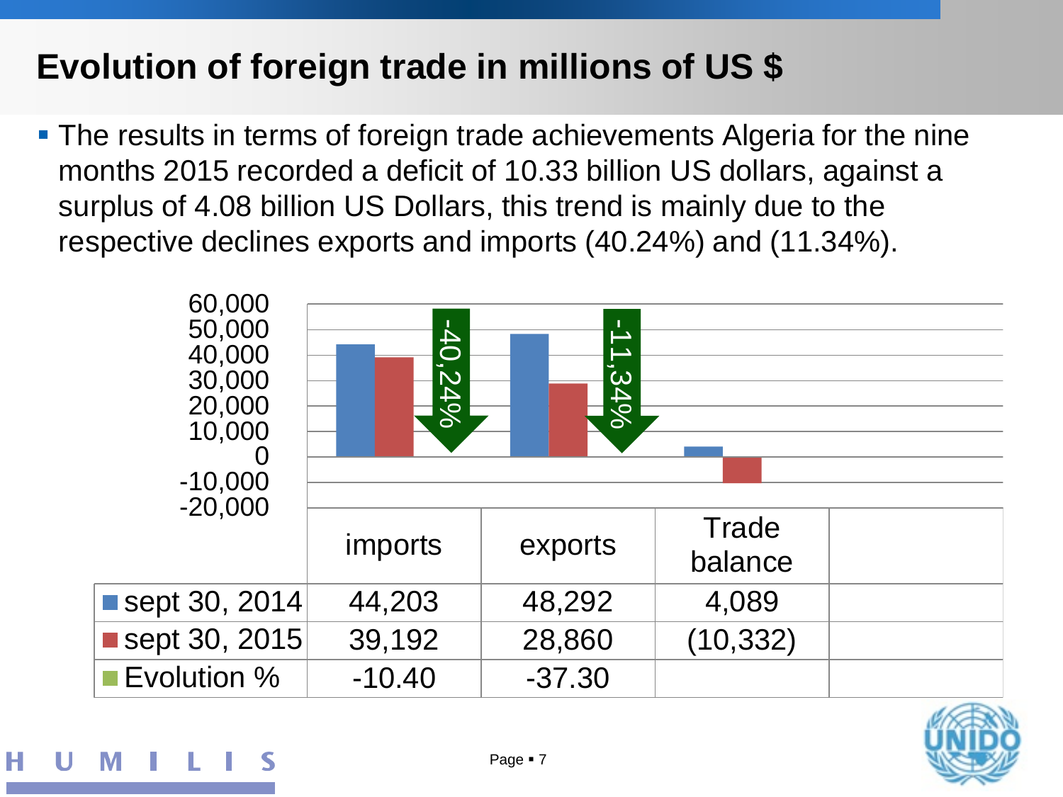# Evolution of foreign trade in millions of US $

- The results in terms of foreign trade achievements Algeria for the nine months 2015 recorded a deficit of 10.33 billion US dollars, against a surplus of 4.08 billion US Dollars, this trend is mainly due to the respective declines exports and imports (40.24%) and (11.34%).

60,000
50,000
40,000
30,000
20,000
10,000
0
-10,000
-20,000

-40,24%
-11,34%

| | imports | exports | Trade balance | |
|---|---|---|---|---|
| sept 30, 2014 | 44,203 | 48,292 | 4,089 | |
| sept 30, 2015 | 39,192 | 28,860 | (10,332) | |
| Evolution % | -10.40 | -37.30 | | |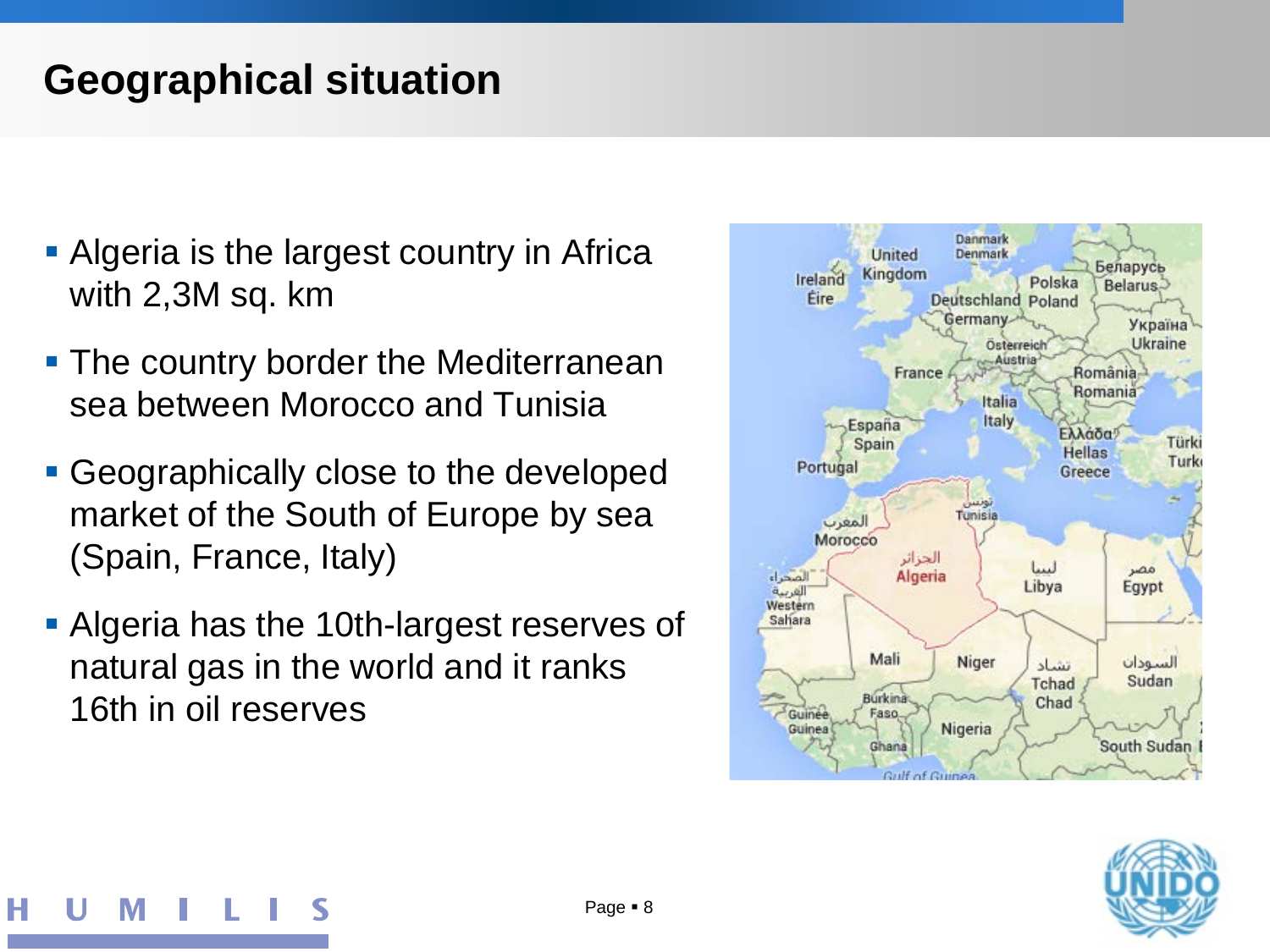# Geographical situation

- Algeria is the largest country in Africa with 2,3M sq. km
- The country border the Mediterranean sea between Morocco and Tunisia
- Geographically close to the developed market of the South of Europe by sea (Spain, France, Italy)
- Algeria has the 10th-largest reserves of natural gas in the world and it ranks 16th in oil reserves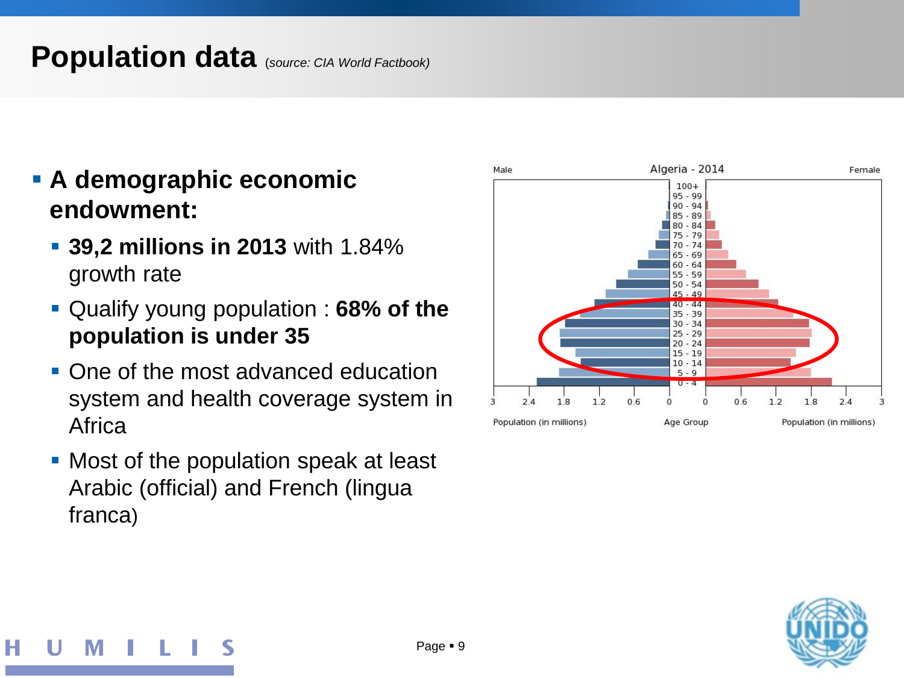# Population data (source: CIA World Factbook)

- **A demographic economic endowment:**
  - **39,2 millions in 2013** with 1.84% growth rate
  - Qualify young population : **68% of the population is under 35**
  - One of the most advanced education system and health coverage system in Africa
  - Most of the population speak at least Arabic (official) and French (lingua franca)

Male

Algeria - 2014

Female

100+
95 - 99
90 - 94
85 - 89
80 - 84
75 - 79
70 - 74
65 - 69
60 - 64
55 - 59
50 - 54
45 - 49
40 - 44
35 - 39
30 - 34
25 - 29
20 - 24
15 - 19
10 - 14
5 - 9
0 - 4

3 2.4 1.8 1.2 0.6 0 0 0.6 1.2 1.8 2.4 3

Population (in millions)

Age Group

Population (in millions)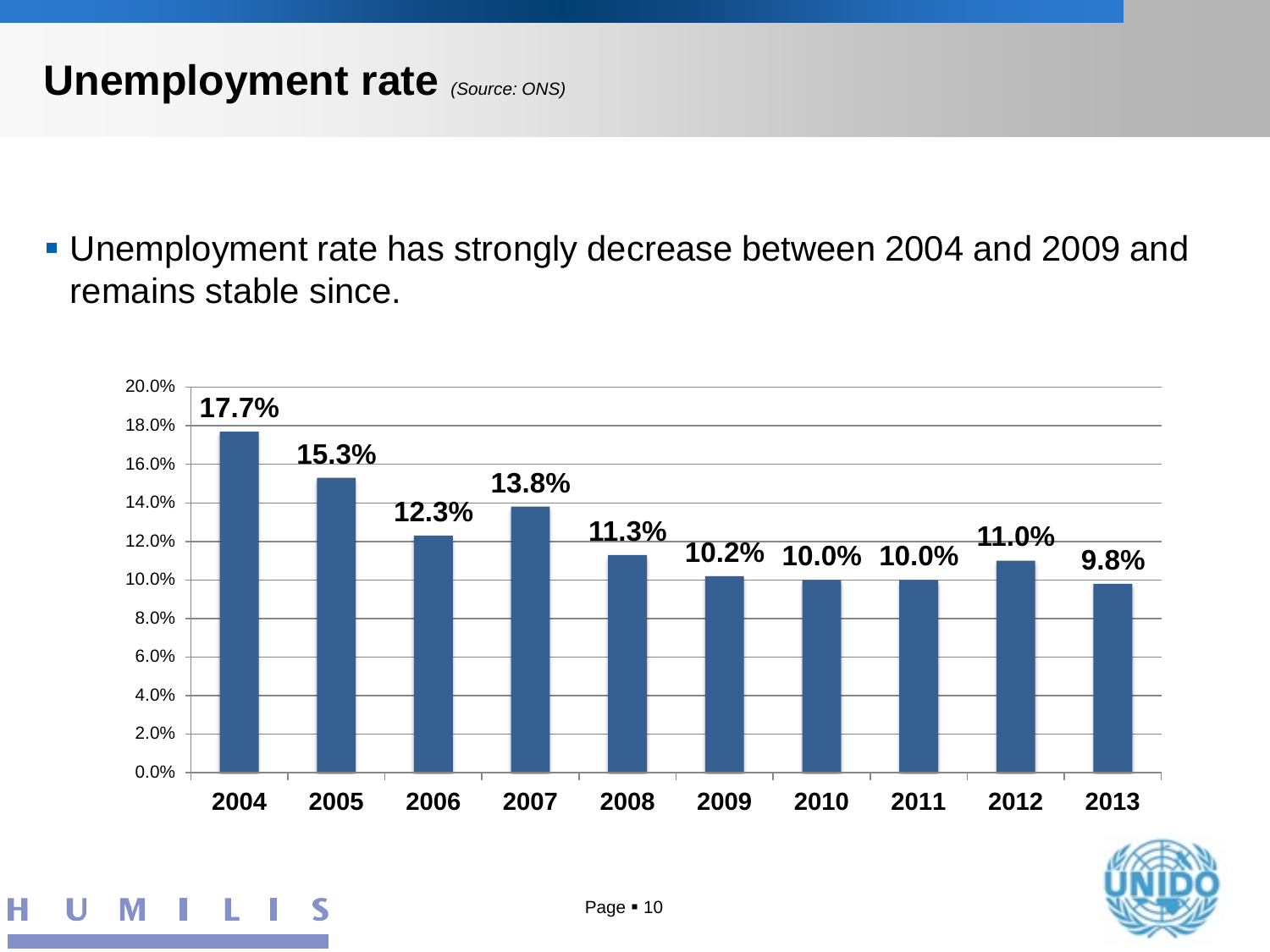# Unemployment rate *(Source: ONS)*

- Unemployment rate has strongly decrease between 2004 and 2009 and remains stable since.

20.0%
18.0%
16.0%
14.0%
12.0%
10.0%
8.0%
6.0%
4.0%
2.0%
0.0%

17.7% 15.3% 12.3% 13.8% 11.3% 10.2% 10.0% 10.0% 11.0% 9.8%

2004 2005 2006 2007 2008 2009 2010 2011 2012 2013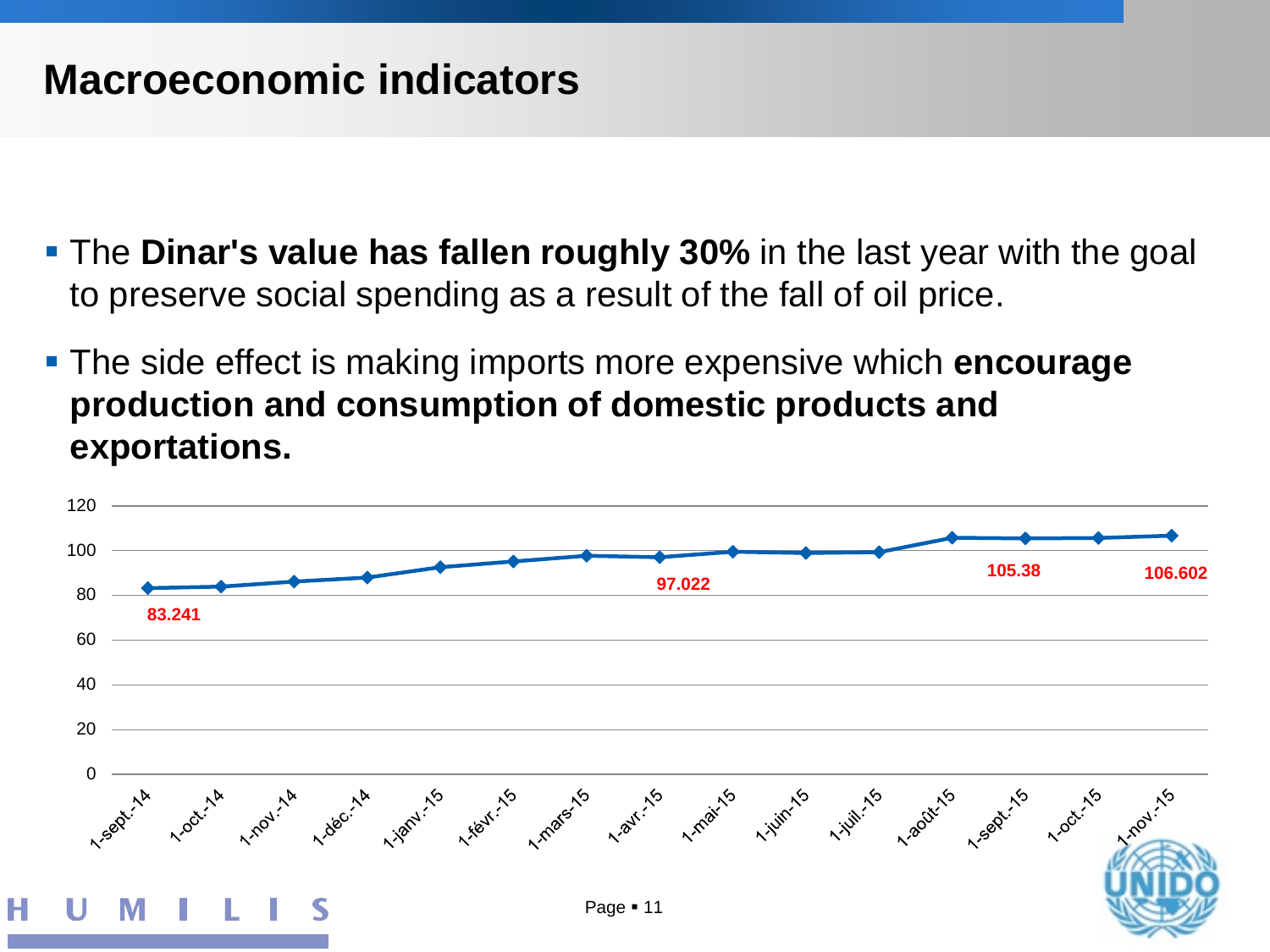# Macroeconomic indicators

- The **Dinar's value has fallen roughly 30%** in the last year with the goal to preserve social spending as a result of the fall of oil price.
- The side effect is making imports more expensive which **encourage production and consumption of domestic products and exportations.**

120
100
80
60
40
20
0

83.241
97.022
105.38
106.602

1-sept.-14
1-oct.-14
1-nov.-14
1-déc.-14
1-janv.-15
1-févr.-15
1-mars-15
1-avr.-15
1-mai-15
1-juin-15
1-juil.-15
1-août-15
1-sept.-15
1-oct.-15
1-nov.-15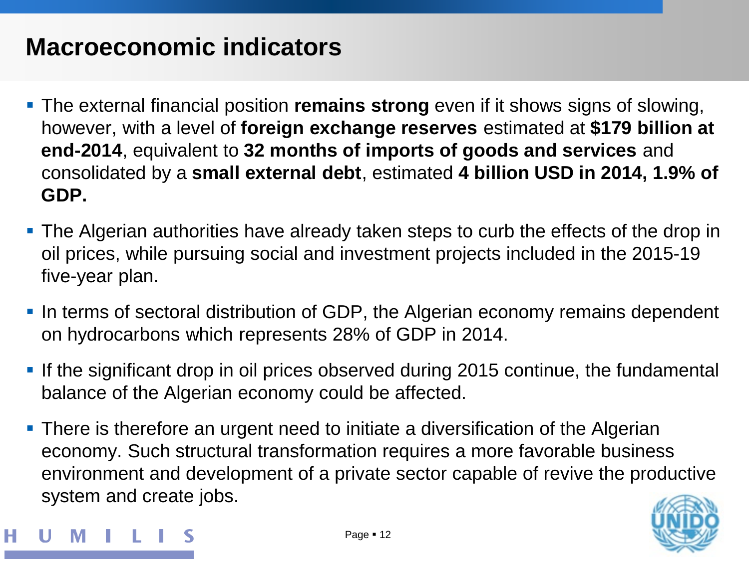## Macroeconomic indicators

- The external financial position **remains strong** even if it shows signs of slowing, however, with a level of **foreign exchange reserves** estimated at **$179 billion at end-2014**, equivalent to **32 months of imports of goods and services** and consolidated by a **small external debt**, estimated **4 billion USD in 2014, 1.9% of GDP.**
- The Algerian authorities have already taken steps to curb the effects of the drop in oil prices, while pursuing social and investment projects included in the 2015-19 five-year plan.
- In terms of sectoral distribution of GDP, the Algerian economy remains dependent on hydrocarbons which represents 28% of GDP in 2014.
- If the significant drop in oil prices observed during 2015 continue, the fundamental balance of the Algerian economy could be affected.
- There is therefore an urgent need to initiate a diversification of the Algerian economy. Such structural transformation requires a more favorable business environment and development of a private sector capable of revive the productive system and create jobs.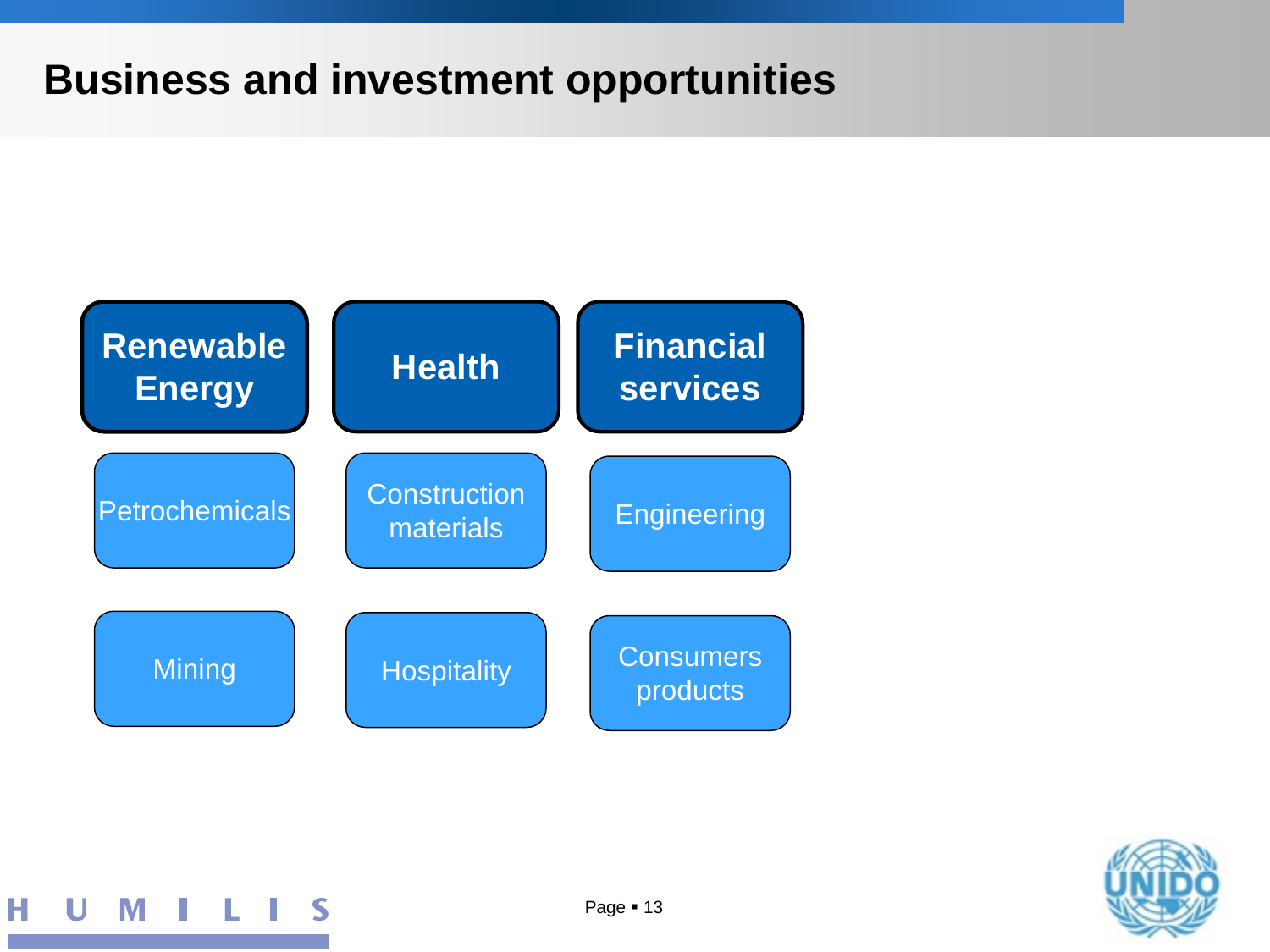# Business and investment opportunities

- **Renewable Energy**
- **Health**
- **Financial services**
- Petrochemicals
- Construction materials
- Engineering
- Mining
- Hospitality
- Consumers products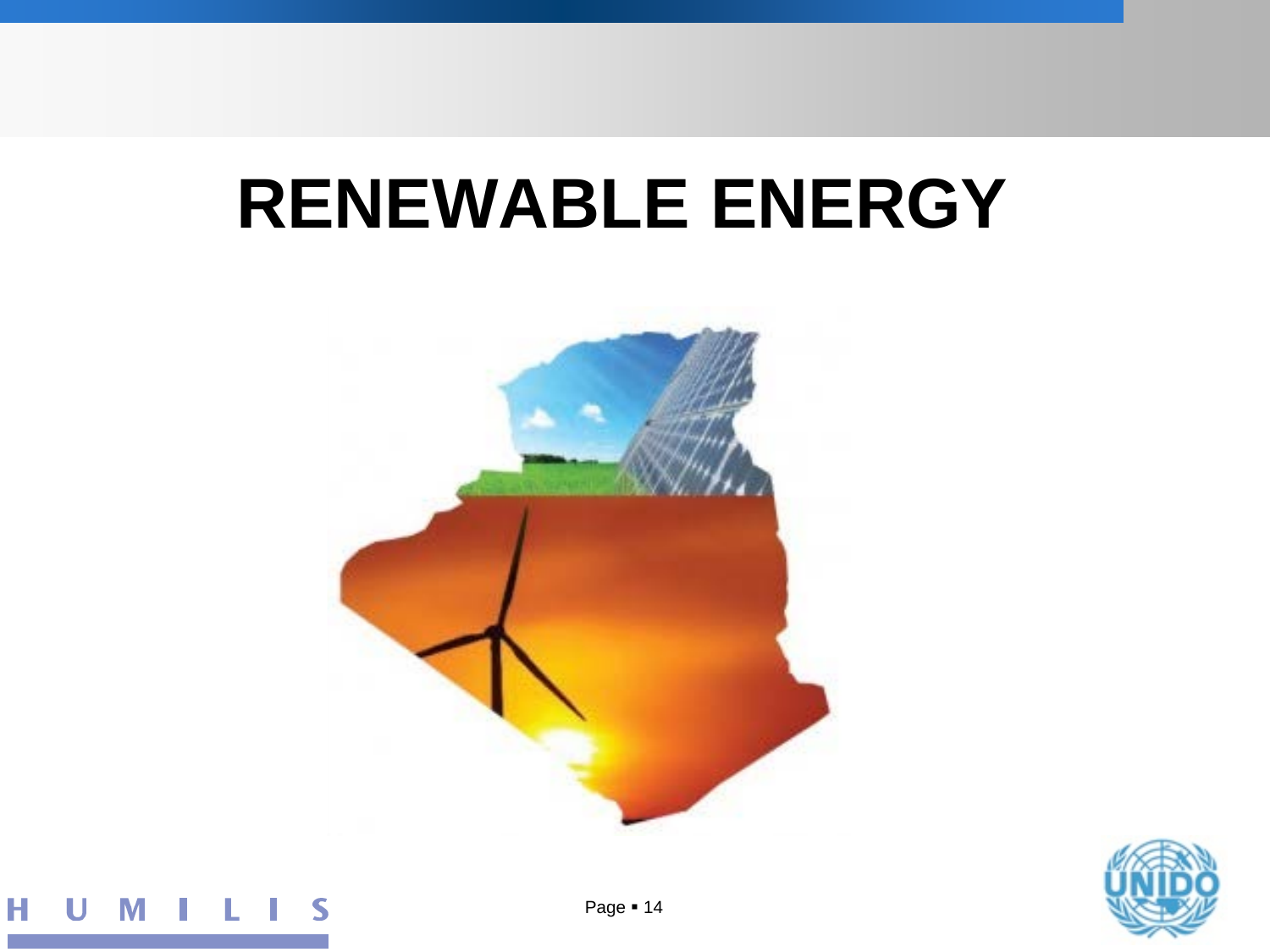# RENEWABLE ENERGY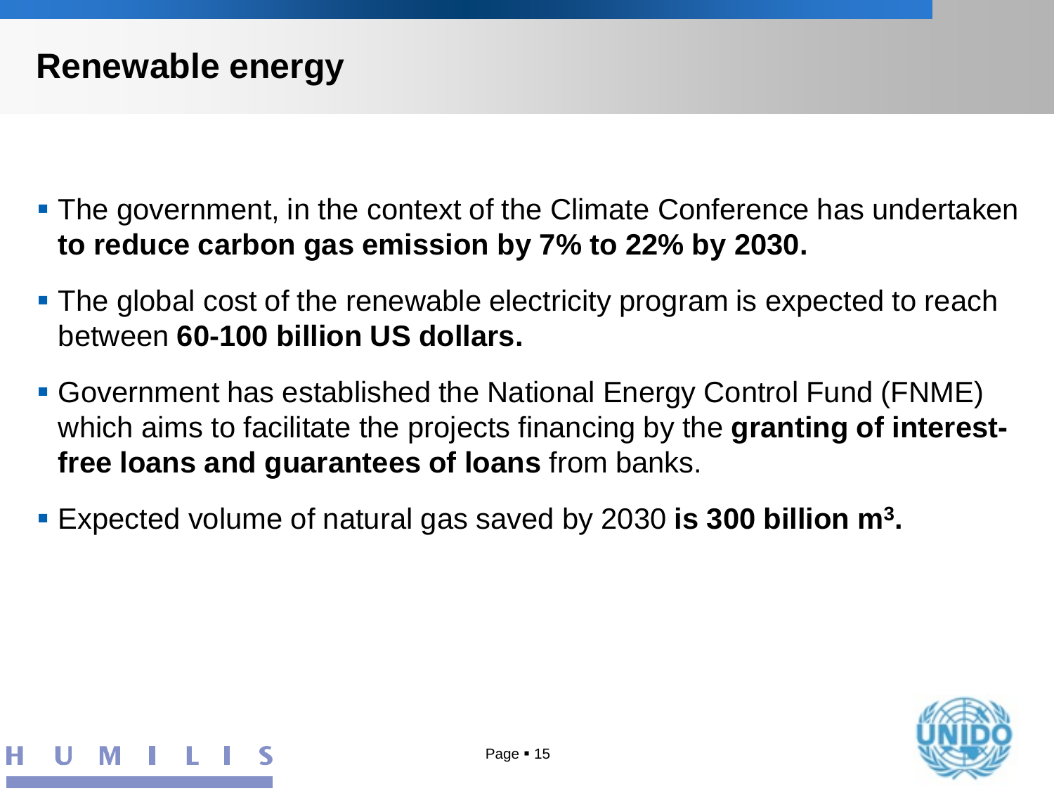## Renewable energy

- The government, in the context of the Climate Conference has undertaken **to reduce carbon gas emission by 7% to 22% by 2030.**
- The global cost of the renewable electricity program is expected to reach between **60-100 billion US dollars.**
- Government has established the National Energy Control Fund (FNME) which aims to facilitate the projects financing by the **granting of interest-free loans and guarantees of loans** from banks.
- Expected volume of natural gas saved by 2030 **is 300 billion $m^3$.**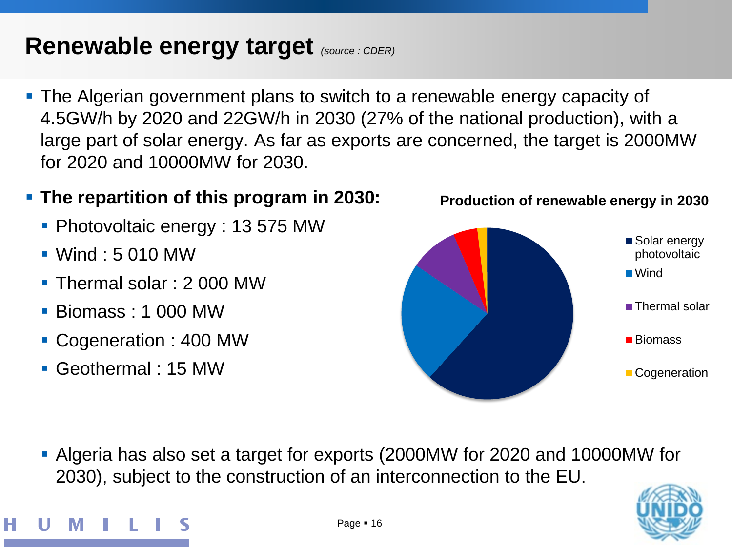# Renewable energy target *(source : CDER)*

- The Algerian government plans to switch to a renewable energy capacity of 4.5GW/h by 2020 and 22GW/h in 2030 (27% of the national production), with a large part of solar energy. As far as exports are concerned, the target is 2000MW for 2020 and 10000MW for 2030.
- **The repartition of this program in 2030:**
  - Photovoltaic energy : 13 575 MW
  - Wind : 5 010 MW
  - Thermal solar : 2 000 MW
  - Biomass : 1 000 MW
  - Cogeneration : 400 MW
  - Geothermal : 15 MW

**Production of renewable energy in 2030**

Solar energy photovoltaic
Wind
Thermal solar
Biomass
Cogeneration

  - Algeria has also set a target for exports (2000MW for 2020 and 10000MW for 2030), subject to the construction of an interconnection to the EU.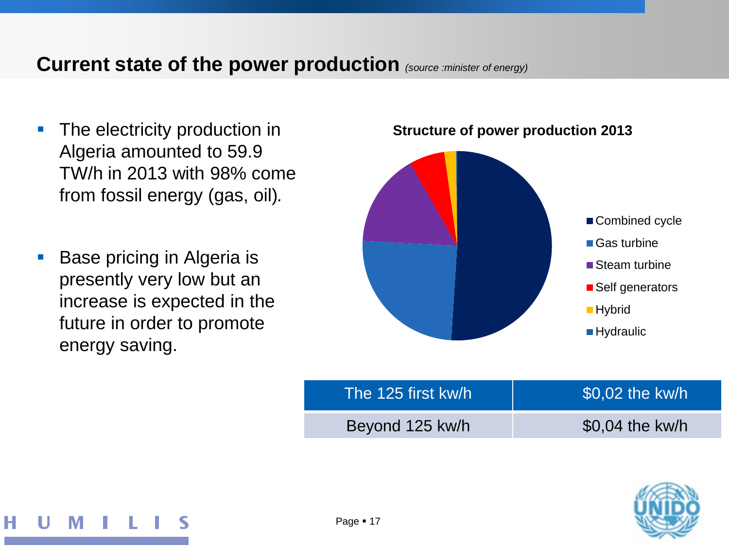## Current state of the power production *(source :minister of energy)*

- The electricity production in Algeria amounted to 59.9 TW/h in 2013 with 98% come from fossil energy (gas, oil).

- Base pricing in Algeria is presently very low but an increase is expected in the future in order to promote energy saving.

**Structure of power production 2013**

Combined cycle
Gas turbine
Steam turbine
Self generators
Hybrid
Hydraulic

| | |
|---|---|
| The 125 first kw/h | $0,02 the kw/h |
| Beyond 125 kw/h | $0,04 the kw/h |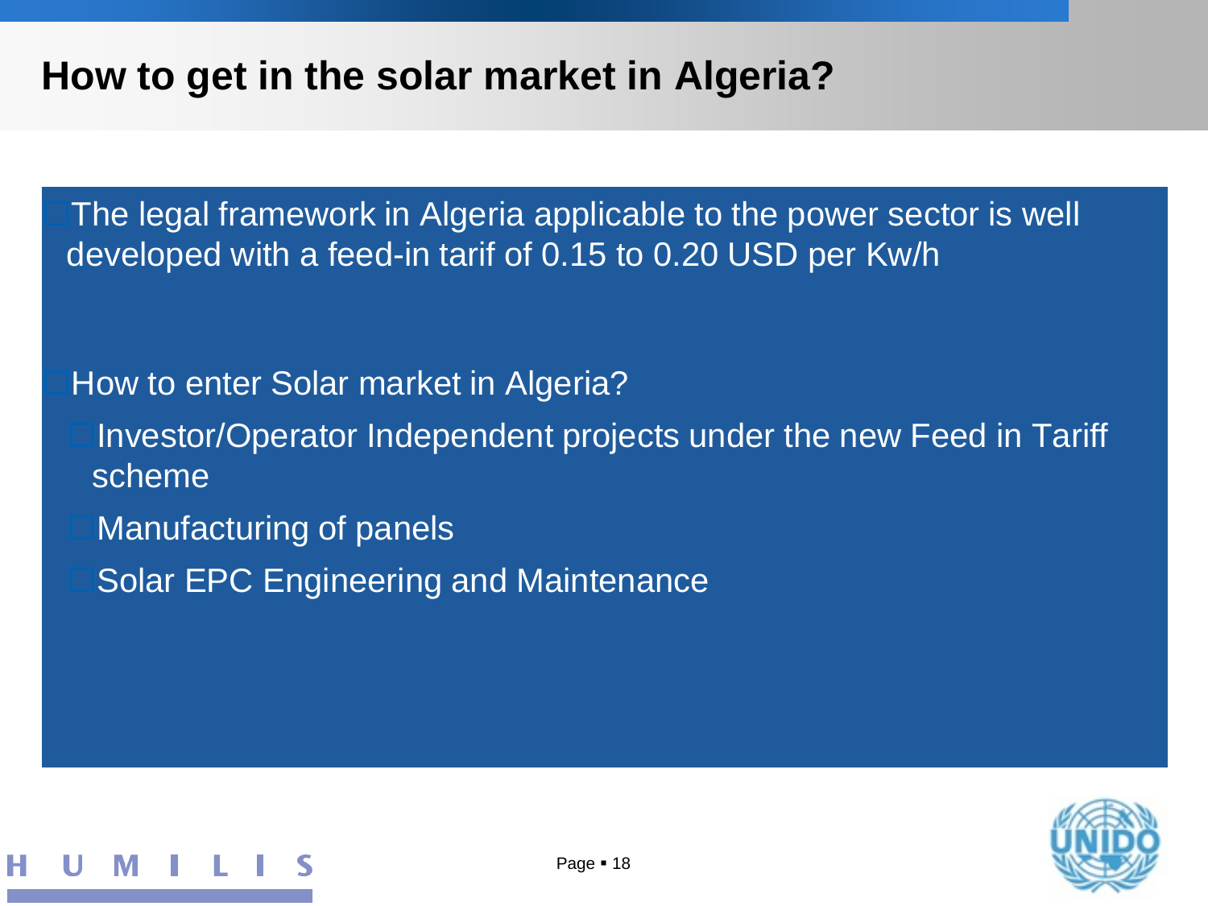# How to get in the solar market in Algeria?

- The legal framework in Algeria applicable to the power sector is well developed with a feed-in tarif of 0.15 to 0.20 USD per Kw/h

- How to enter Solar market in Algeria?
  - Investor/Operator Independent projects under the new Feed in Tariff scheme
  - Manufacturing of panels
  - Solar EPC Engineering and Maintenance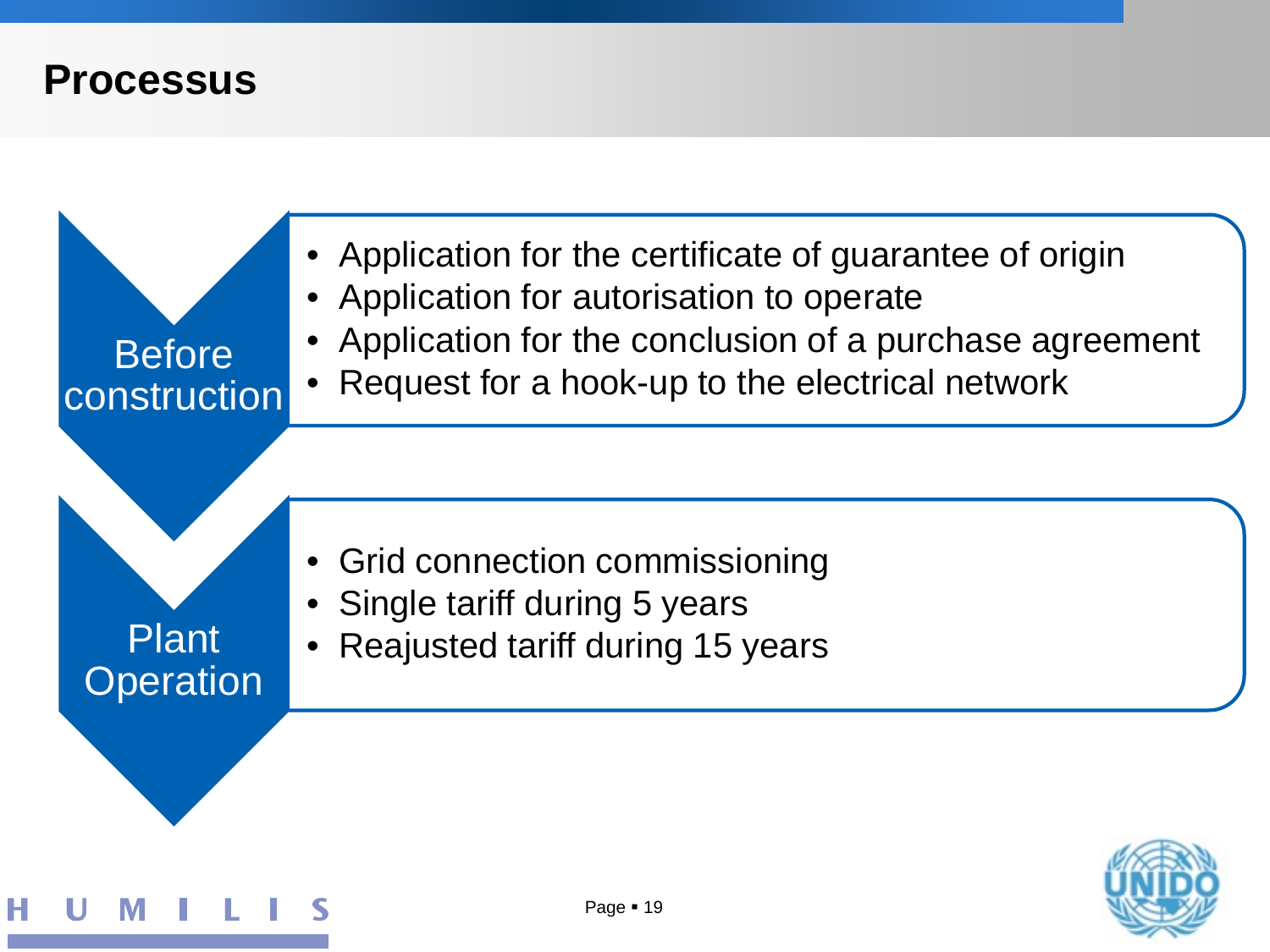# Processus

**Before construction**

- Application for the certificate of guarantee of origin
- Application for autorisation to operate
- Application for the conclusion of a purchase agreement
- Request for a hook-up to the electrical network

**Plant Operation**

- Grid connection commissioning
- Single tariff during 5 years
- Reajusted tariff during 15 years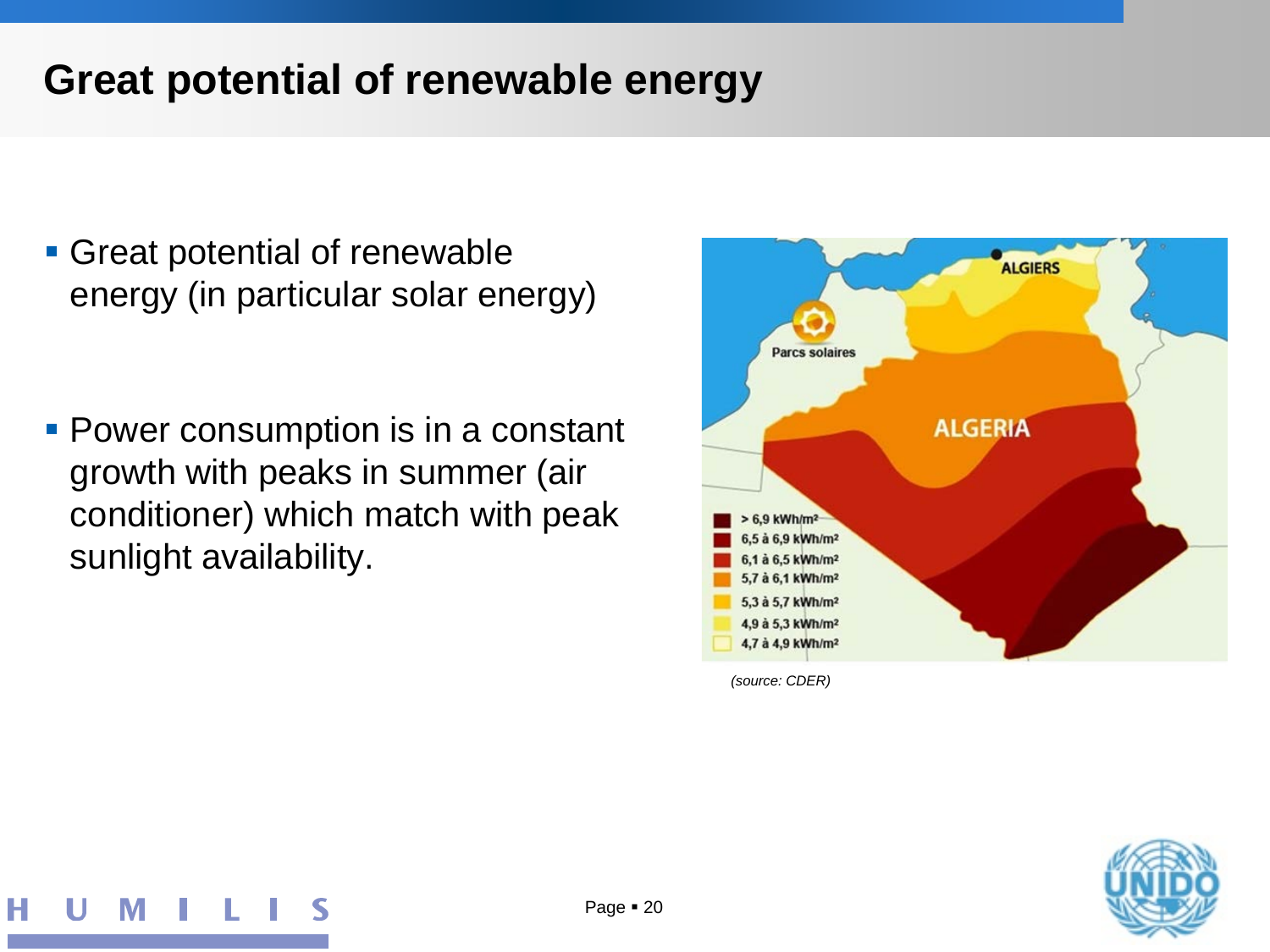# Great potential of renewable energy

- Great potential of renewable energy (in particular solar energy)
- Power consumption is in a constant growth with peaks in summer (air conditioner) which match with peak sunlight availability.

ALGIERS

Parcs solaires

ALGERIA

> 6,9 kWh/m²
6,5 à 6,9 kWh/m²
6,1 à 6,5 kWh/m²
5,7 à 6,1 kWh/m²
5,3 à 5,7 kWh/m²
4,9 à 5,3 kWh/m²
4,7 à 4,9 kWh/m²

*(source: CDER)*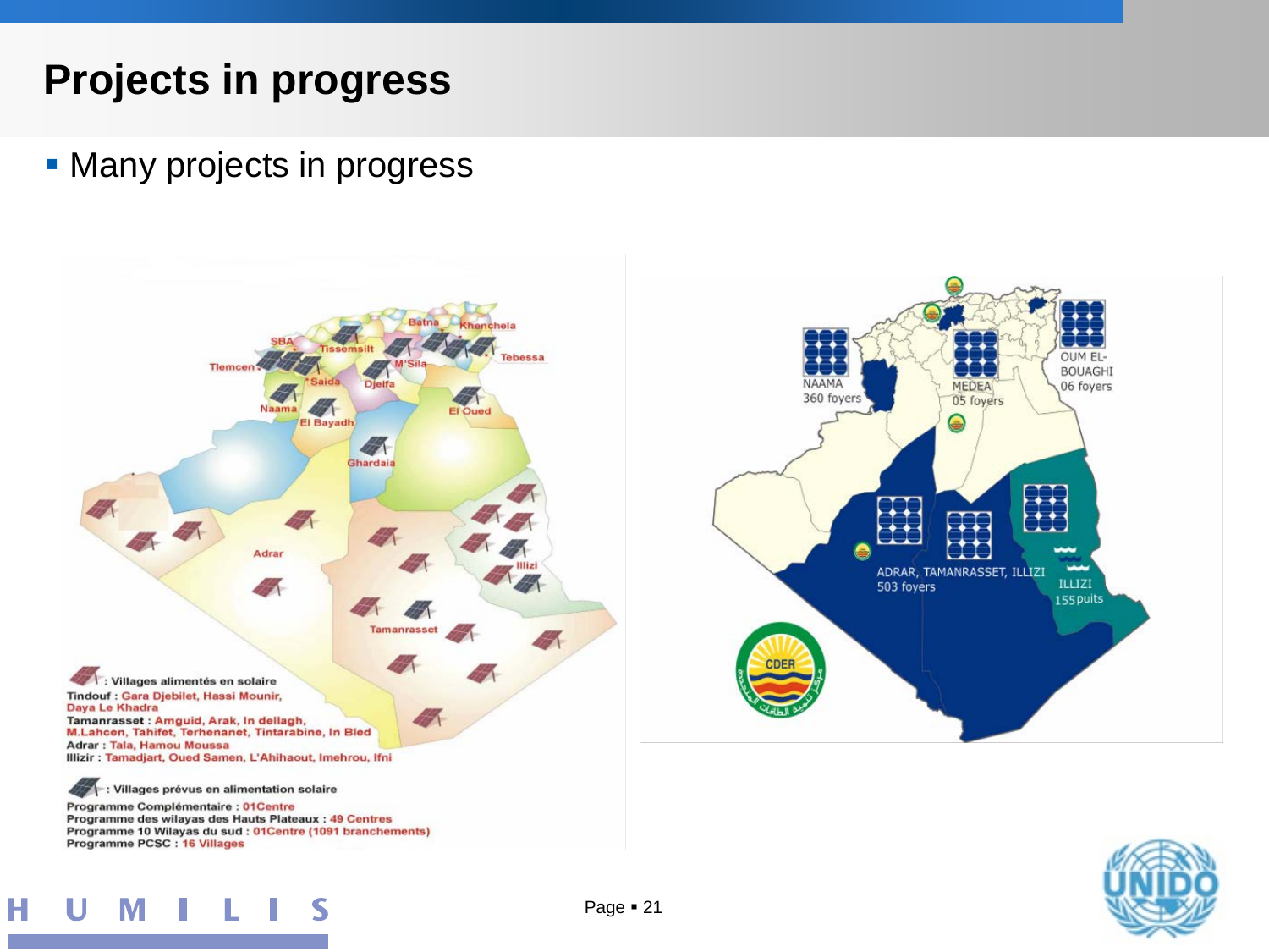# Projects in progress

- Many projects in progress

Batna
Khenchela
SBA
Tissemsilt
Tebessa
Tlemcen
M'Sila
Saida
Djelfa
Naama
El Oued
El Bayadh
Ghardaia
Adrar
Illizi
Tamanrasset

: Villages alimentés en solaire

Tindouf : Gara Djebilet, Hassi Mounir, Daya Le Khadra

Tamanrasset : Amguid, Arak, In dellagh, M.Lahcen, Tahifet, Terhenanet, Tintarabine, In Bled

Adrar : Tala, Hamou Moussa

Illizir : Tamadjart, Oued Samen, L'Ahihaout, Imehrou, Ifni

: Villages prévus en alimentation solaire

Programme Complémentaire : 01Centre

Programme des wilayas des Hauts Plateaux : 49 Centres

Programme 10 Wilayas du sud : 01Centre (1091 branchements)

Programme PCSC : 16 Villages

NAAMA
360 foyers

MEDEA
05 foyers

OUM EL-BOUAGHI
06 foyers

ADRAR, TAMANRASSET, ILLIZI
503 foyers

ILLIZI
155 puits

CDER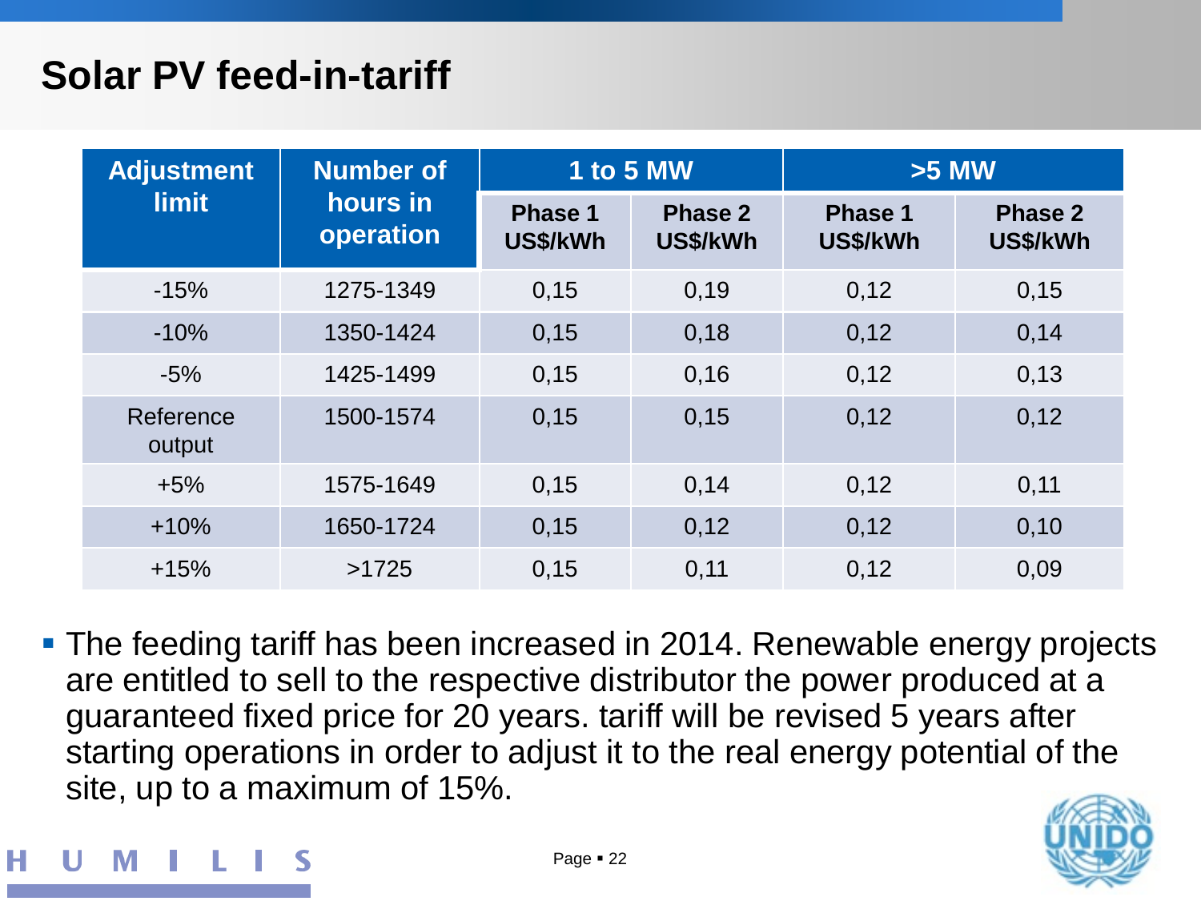# Solar PV feed-in-tariff

| Adjustment limit | Number of hours in operation | 1 to 5 MW | | >5 MW | |
|---|---|---|---|---|---|
| | | Phase 1 US$/kWh | Phase 2 US$/kWh | Phase 1 US$/kWh | Phase 2 US$/kWh |
| -15% | 1275-1349 | 0,15 | 0,19 | 0,12 | 0,15 |
| -10% | 1350-1424 | 0,15 | 0,18 | 0,12 | 0,14 |
| -5% | 1425-1499 | 0,15 | 0,16 | 0,12 | 0,13 |
| Reference output | 1500-1574 | 0,15 | 0,15 | 0,12 | 0,12 |
| +5% | 1575-1649 | 0,15 | 0,14 | 0,12 | 0,11 |
| +10% | 1650-1724 | 0,15 | 0,12 | 0,12 | 0,10 |
| +15% | >1725 | 0,15 | 0,11 | 0,12 | 0,09 |

- The feeding tariff has been increased in 2014. Renewable energy projects are entitled to sell to the respective distributor the power produced at a guaranteed fixed price for 20 years. tariff will be revised 5 years after starting operations in order to adjust it to the real energy potential of the site, up to a maximum of 15%.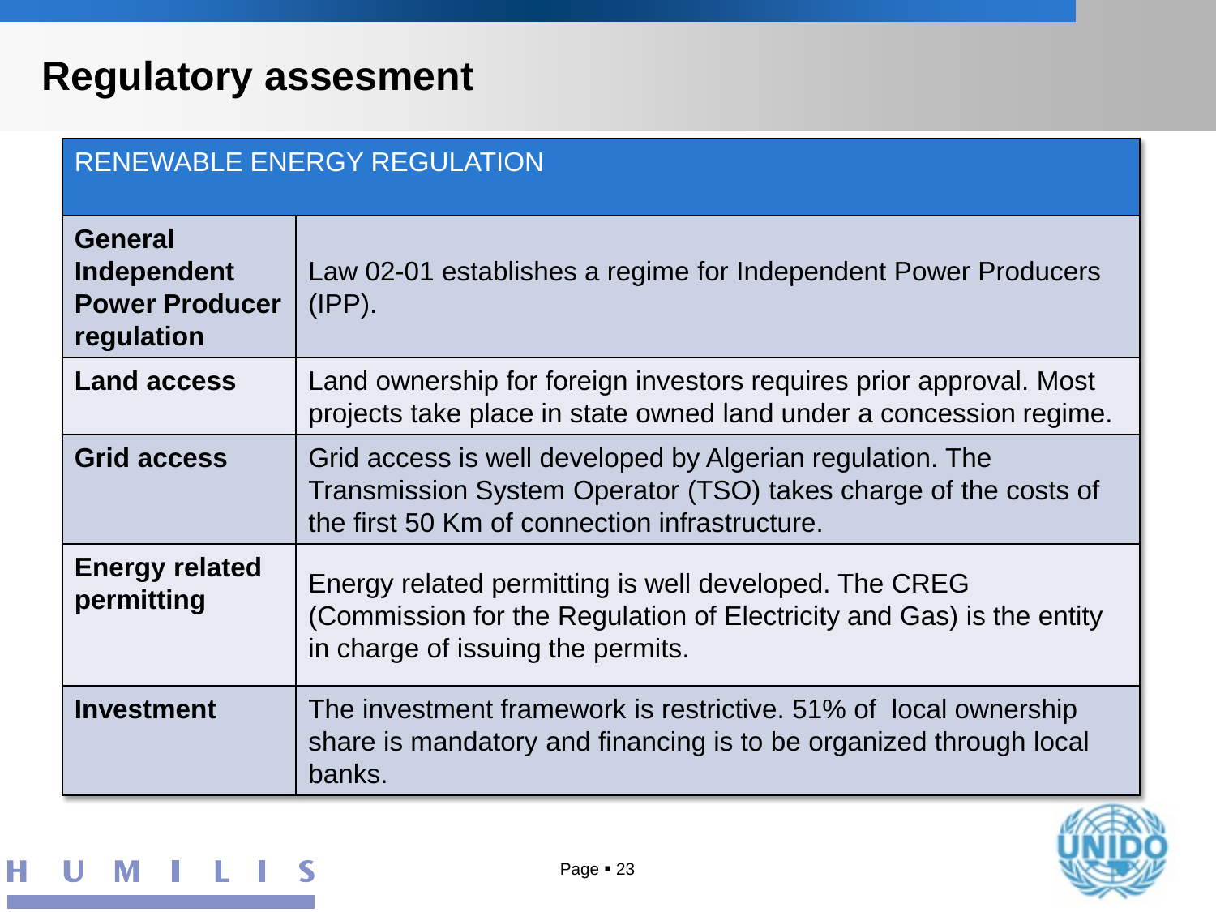# Regulatory assesment

| RENEWABLE ENERGY REGULATION | |
|---|---|
| **General Independent Power Producer regulation** | Law 02-01 establishes a regime for Independent Power Producers (IPP). |
| **Land access** | Land ownership for foreign investors requires prior approval. Most projects take place in state owned land under a concession regime. |
| **Grid access** | Grid access is well developed by Algerian regulation. The Transmission System Operator (TSO) takes charge of the costs of the first 50 Km of connection infrastructure. |
| **Energy related permitting** | Energy related permitting is well developed. The CREG (Commission for the Regulation of Electricity and Gas) is the entity in charge of issuing the permits. |
| **Investment** | The investment framework is restrictive. 51% of local ownership share is mandatory and financing is to be organized through local banks. |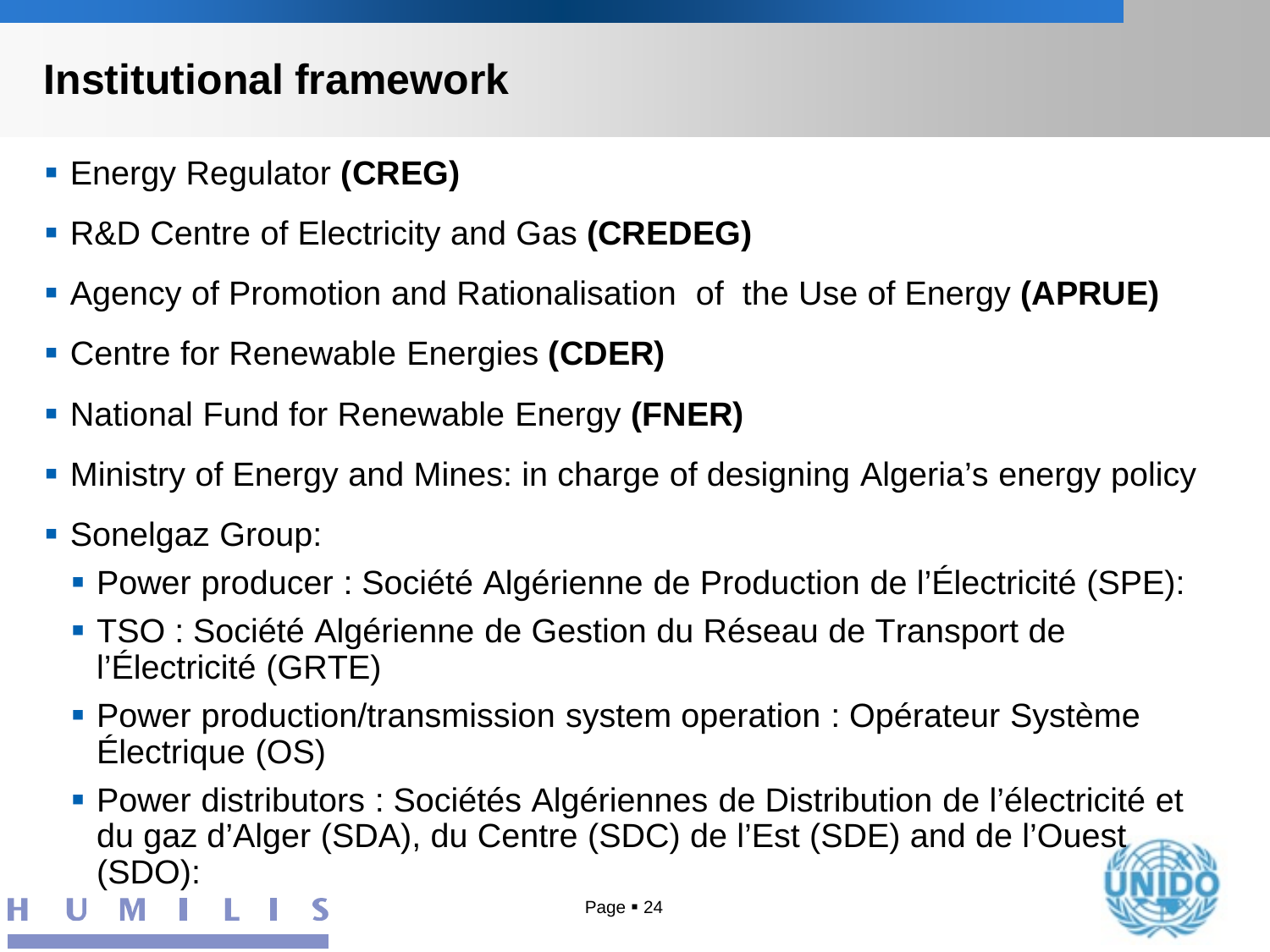# Institutional framework

- Energy Regulator **(CREG)**
- R&D Centre of Electricity and Gas **(CREDEG)**
- Agency of Promotion and Rationalisation of the Use of Energy **(APRUE)**
- Centre for Renewable Energies **(CDER)**
- National Fund for Renewable Energy **(FNER)**
- Ministry of Energy and Mines: in charge of designing Algeria's energy policy
- Sonelgaz Group:
  - Power producer : Société Algérienne de Production de l'Électricité (SPE):
  - TSO : Société Algérienne de Gestion du Réseau de Transport de l'Électricité (GRTE)
  - Power production/transmission system operation : Opérateur Système Électrique (OS)
  - Power distributors : Sociétés Algériennes de Distribution de l'électricité et du gaz d'Alger (SDA), du Centre (SDC) de l'Est (SDE) and de l'Ouest (SDO):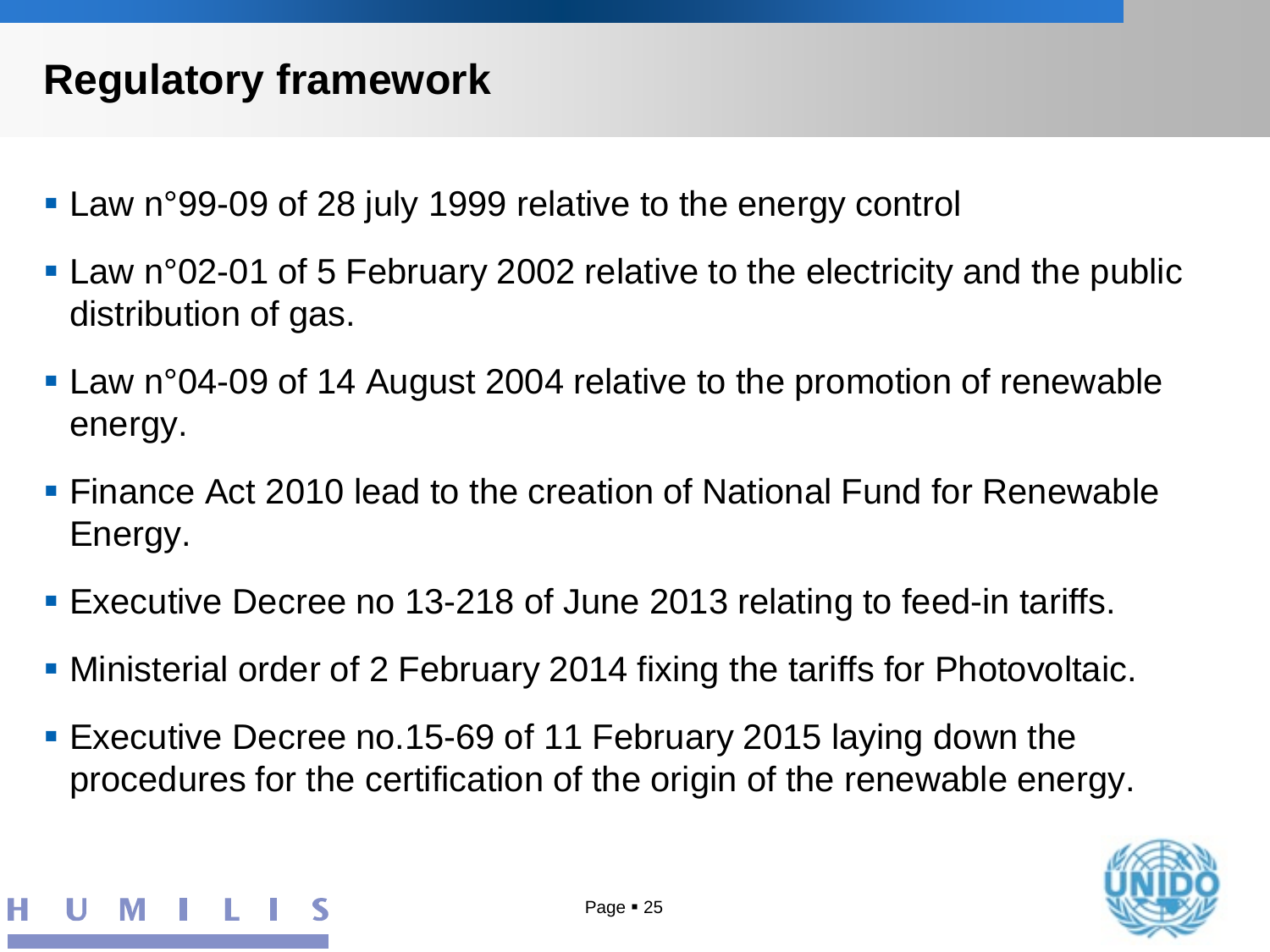## Regulatory framework

- Law n°99-09 of 28 july 1999 relative to the energy control
- Law n°02-01 of 5 February 2002 relative to the electricity and the public distribution of gas.
- Law n°04-09 of 14 August 2004 relative to the promotion of renewable energy.
- Finance Act 2010 lead to the creation of National Fund for Renewable Energy.
- Executive Decree no 13-218 of June 2013 relating to feed-in tariffs.
- Ministerial order of 2 February 2014 fixing the tariffs for Photovoltaic.
- Executive Decree no.15-69 of 11 February 2015 laying down the procedures for the certification of the origin of the renewable energy.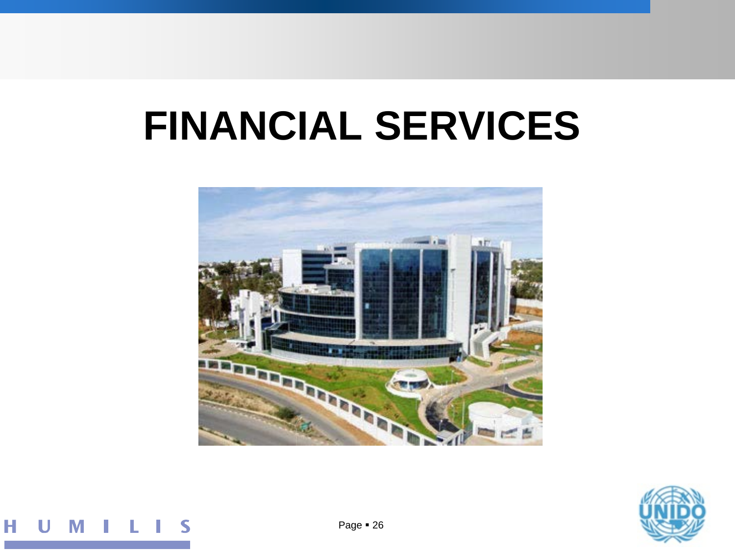# FINANCIAL SERVICES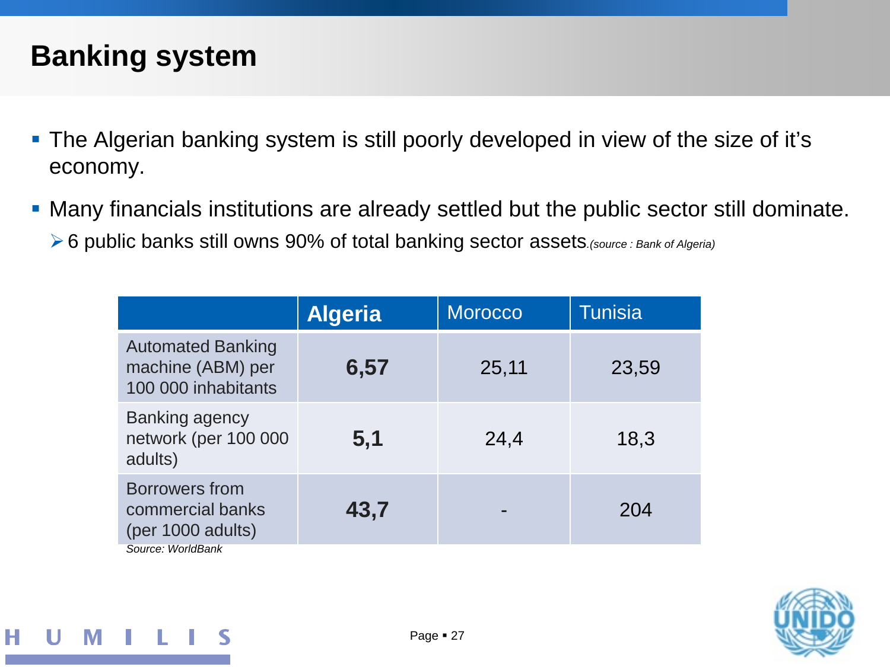# Banking system

- The Algerian banking system is still poorly developed in view of the size of it's economy.
- Many financials institutions are already settled but the public sector still dominate.
  - 6 public banks still owns 90% of total banking sector assets.*(source : Bank of Algeria)*

| | **Algeria** | Morocco | Tunisia |
|---|---|---|---|
| Automated Banking machine (ABM) per 100 000 inhabitants | **6,57** | 25,11 | 23,59 |
| Banking agency network (per 100 000 adults) | **5,1** | 24,4 | 18,3 |
| Borrowers from commercial banks (per 1000 adults) | **43,7** | - | 204 |

*Source: WorldBank*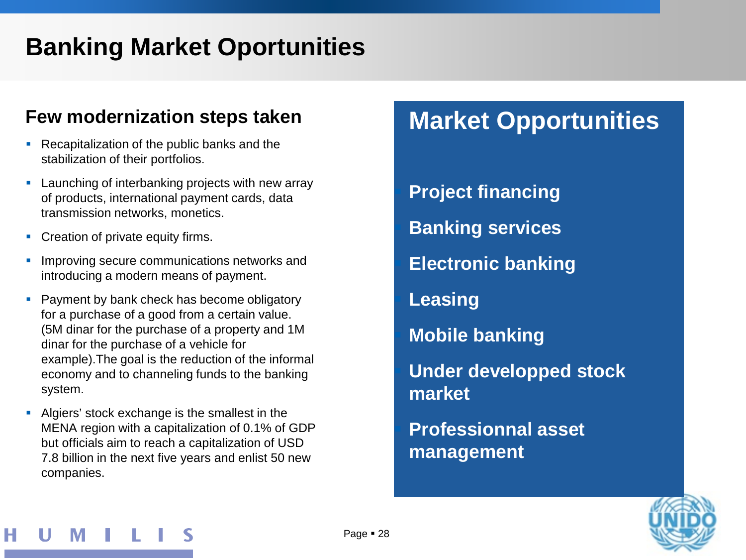# Banking Market Oportunities

## Few modernization steps taken

- Recapitalization of the public banks and the stabilization of their portfolios.
- Launching of interbanking projects with new array of products, international payment cards, data transmission networks, monetics.
- Creation of private equity firms.
- Improving secure communications networks and introducing a modern means of payment.
- Payment by bank check has become obligatory for a purchase of a good from a certain value. (5M dinar for the purchase of a property and 1M dinar for the purchase of a vehicle for example).The goal is the reduction of the informal economy and to channeling funds to the banking system.
- Algiers' stock exchange is the smallest in the MENA region with a capitalization of 0.1% of GDP but officials aim to reach a capitalization of USD 7.8 billion in the next five years and enlist 50 new companies.

## Market Opportunities

- **Project financing**
- **Banking services**
- **Electronic banking**
- **Leasing**
- **Mobile banking**
- **Under developped stock market**
- **Professionnal asset management**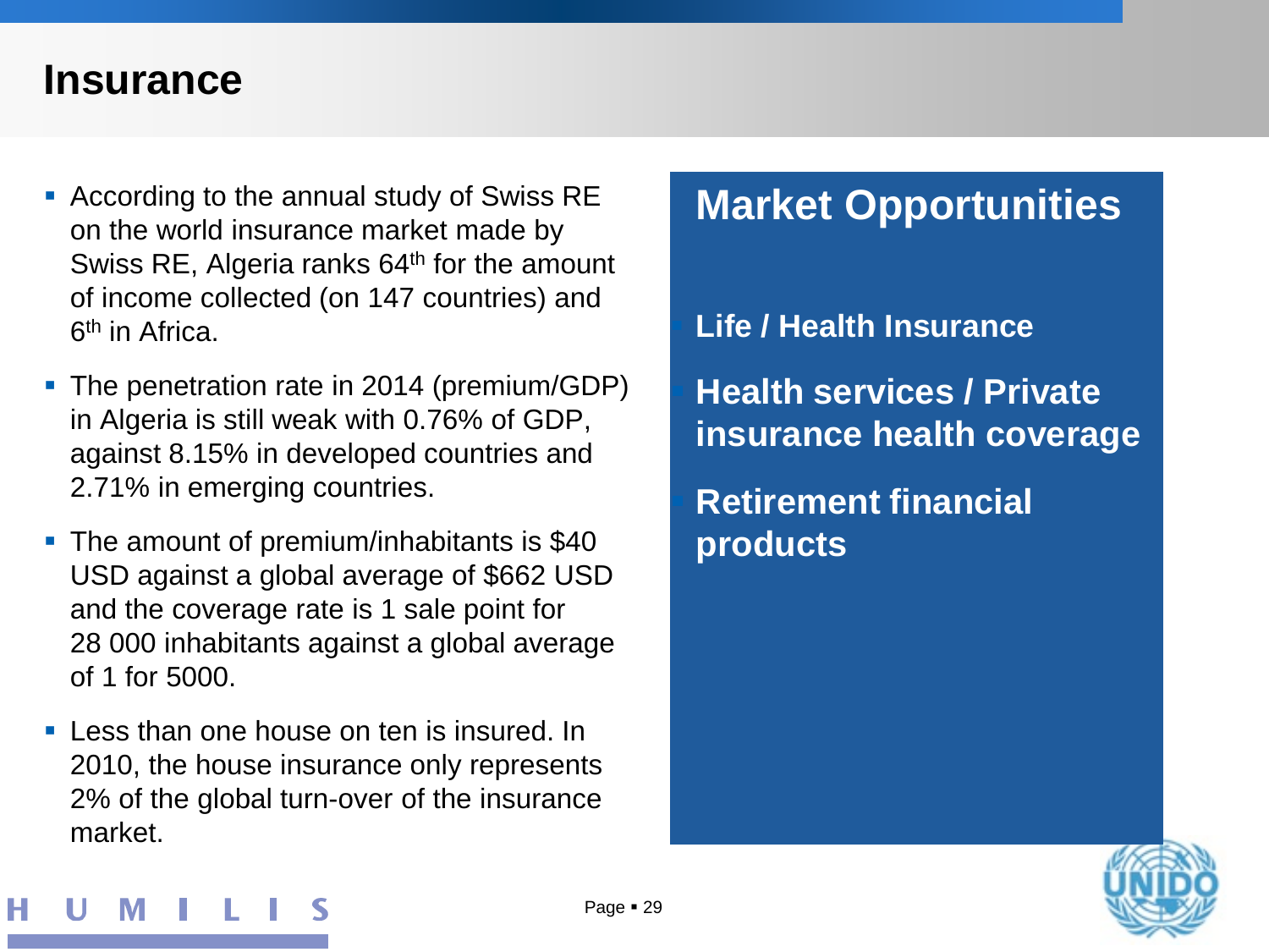# Insurance

- According to the annual study of Swiss RE on the world insurance market made by Swiss RE, Algeria ranks 64th for the amount of income collected (on 147 countries) and 6th in Africa.
- The penetration rate in 2014 (premium/GDP) in Algeria is still weak with 0.76% of GDP, against 8.15% in developed countries and 2.71% in emerging countries.
- The amount of premium/inhabitants is $40 USD against a global average of $662 USD and the coverage rate is 1 sale point for 28 000 inhabitants against a global average of 1 for 5000.
- Less than one house on ten is insured. In 2010, the house insurance only represents 2% of the global turn-over of the insurance market.

## Market Opportunities

- **Life / Health Insurance**
- **Health services / Private insurance health coverage**
- **Retirement financial products**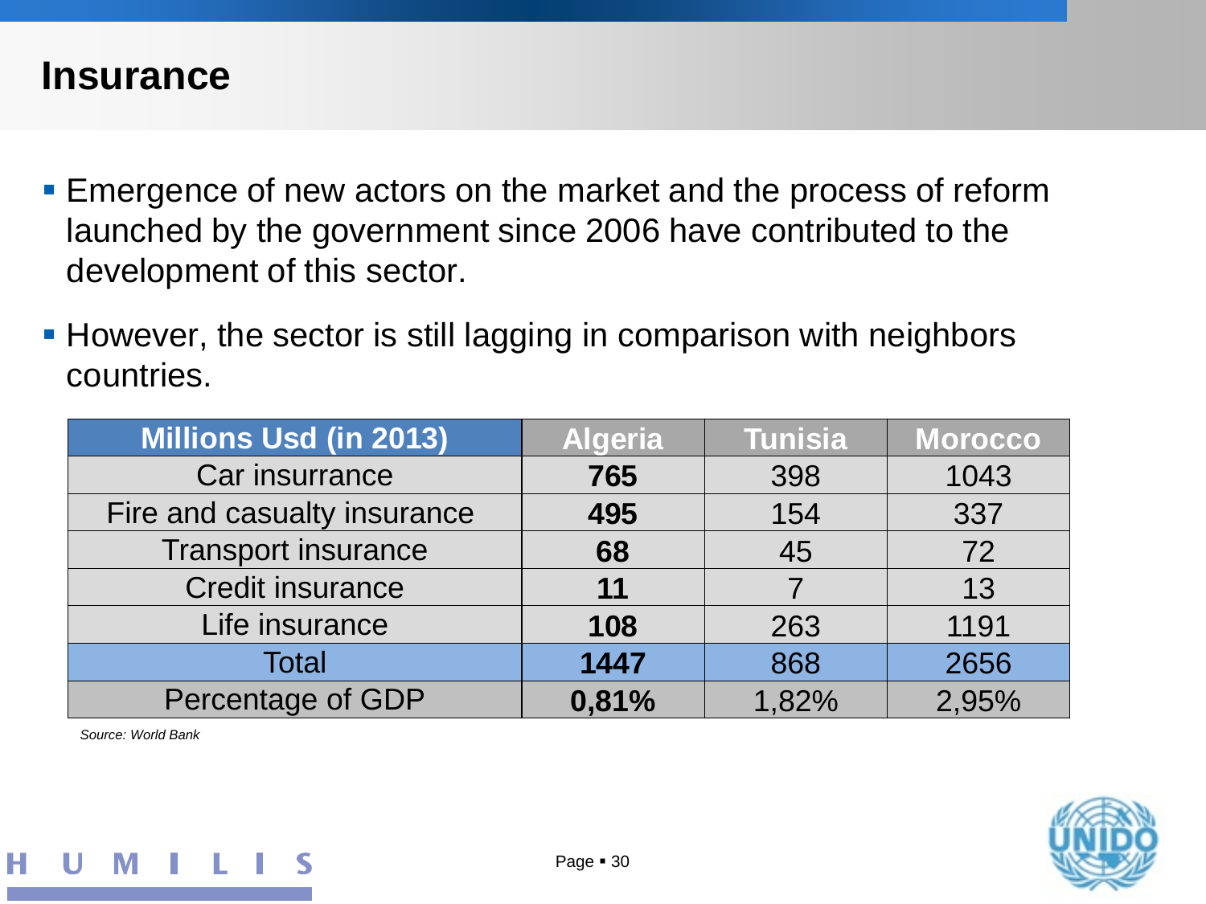# Insurance

- Emergence of new actors on the market and the process of reform launched by the government since 2006 have contributed to the development of this sector.
- However, the sector is still lagging in comparison with neighbors countries.

| Millions Usd (in 2013) | Algeria | Tunisia | Morocco |
|---|---|---|---|
| Car insurance | **765** | 398 | 1043 |
| Fire and casualty insurance | **495** | 154 | 337 |
| Transport insurance | **68** | 45 | 72 |
| Credit insurance | **11** | 7 | 13 |
| Life insurance | **108** | 263 | 1191 |
| Total | **1447** | 868 | 2656 |
| Percentage of GDP | **0,81%** | 1,82% | 2,95% |

*Source: World Bank*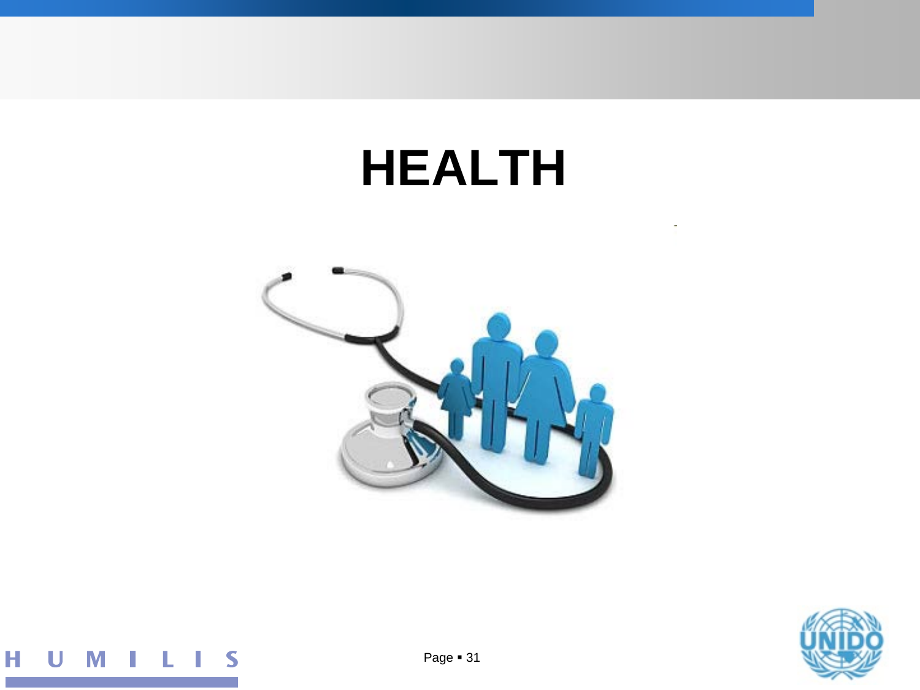# HEALTH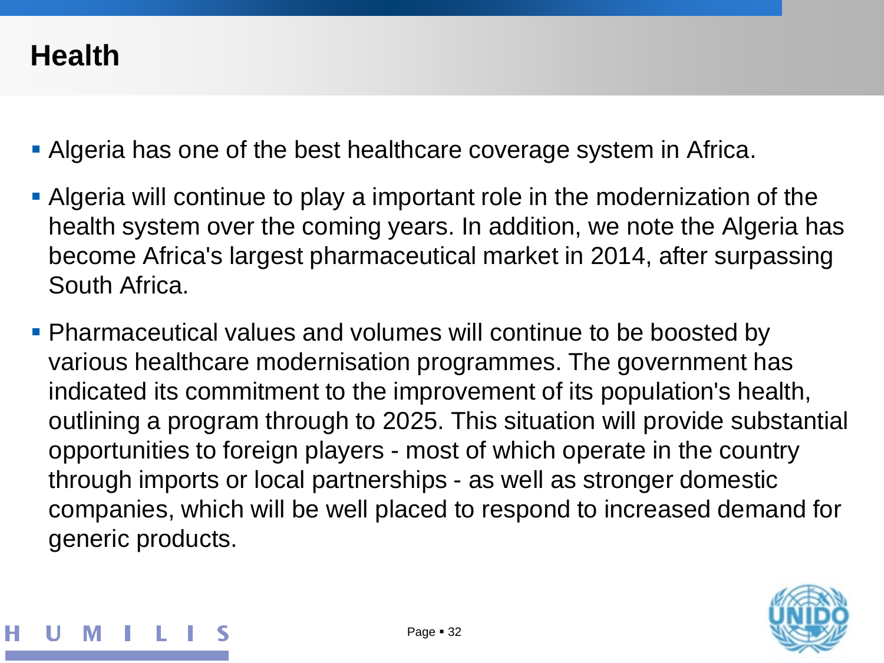# Health

- Algeria has one of the best healthcare coverage system in Africa.
- Algeria will continue to play a important role in the modernization of the health system over the coming years. In addition, we note the Algeria has become Africa's largest pharmaceutical market in 2014, after surpassing South Africa.
- Pharmaceutical values and volumes will continue to be boosted by various healthcare modernisation programmes. The government has indicated its commitment to the improvement of its population's health, outlining a program through to 2025. This situation will provide substantial opportunities to foreign players - most of which operate in the country through imports or local partnerships - as well as stronger domestic companies, which will be well placed to respond to increased demand for generic products.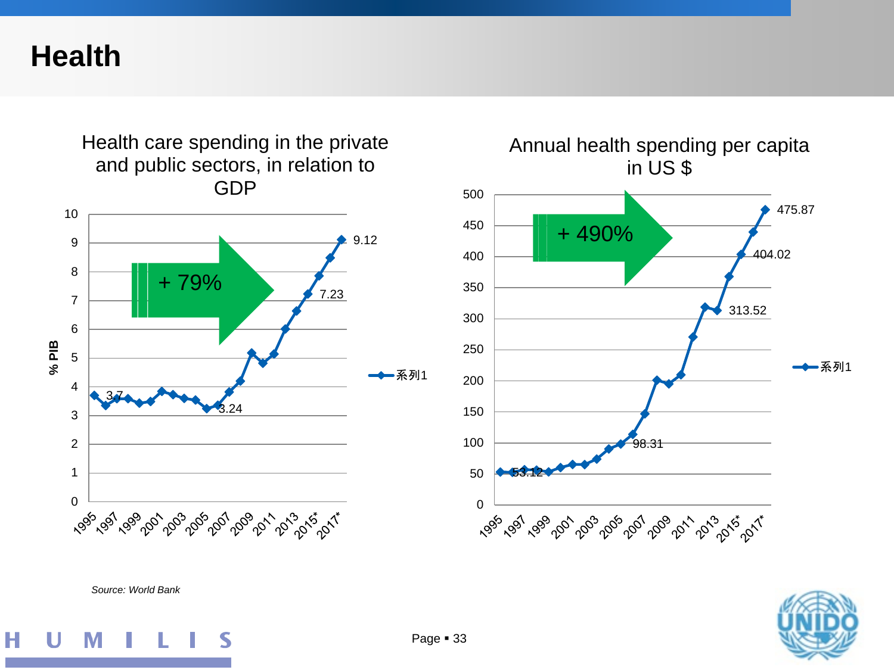# Health

Health care spending in the private and public sectors, in relation to GDP

% PIB

10
9
8
7
6
5
4
3
2
1
0

+ 79%

9.12
7.23
3.7
3.24

1995 1997 1999 2001 2003 2005 2007 2009 2011 2013 2015* 2017*

系列1

Annual health spending per capita in US $

500
450
400
350
300
250
200
150
100
50
0

+ 490%

475.87
404.02
313.52
98.31
53.12

1995 1997 1999 2001 2003 2005 2007 2009 2011 2013 2015* 2017*

系列1

*Source: World Bank*

HUMILIS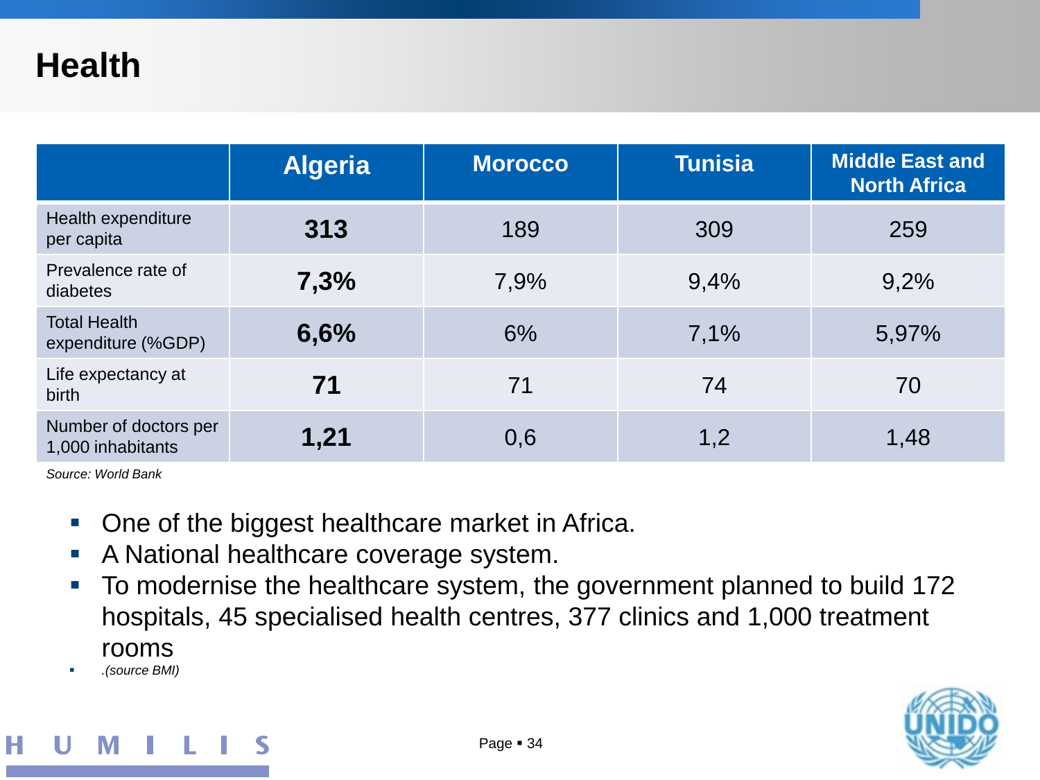# Health

| | Algeria | Morocco | Tunisia | Middle East and North Africa |
|---|---|---|---|---|
| Health expenditure per capita | **313** | 189 | 309 | 259 |
| Prevalence rate of diabetes | **7,3%** | 7,9% | 9,4% | 9,2% |
| Total Health expenditure (%GDP) | **6,6%** | 6% | 7,1% | 5,97% |
| Life expectancy at birth | **71** | 71 | 74 | 70 |
| Number of doctors per 1,000 inhabitants | **1,21** | 0,6 | 1,2 | 1,48 |

*Source: World Bank*

- One of the biggest healthcare market in Africa.
- A National healthcare coverage system.
- To modernise the healthcare system, the government planned to build 172 hospitals, 45 specialised health centres, 377 clinics and 1,000 treatment rooms
- *.(source BMI)*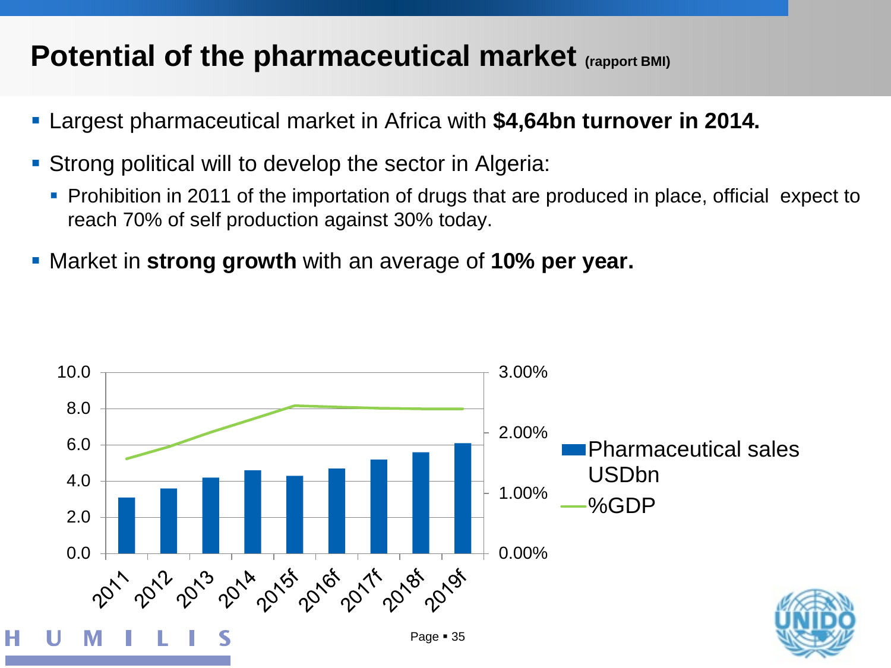# Potential of the pharmaceutical market (rapport BMI)

- Largest pharmaceutical market in Africa with **$4,64bn turnover in 2014.**
- Strong political will to develop the sector in Algeria:
  - Prohibition in 2011 of the importation of drugs that are produced in place, official expect to reach 70% of self production against 30% today.
- Market in **strong growth** with an average of **10% per year.**

10.0
8.0
6.0
4.0
2.0
0.0

3.00%
2.00%
1.00%
0.00%

2011 2012 2013 2014 2015f 2016f 2017f 2018f 2019f

Pharmaceutical sales USDbn
%GDP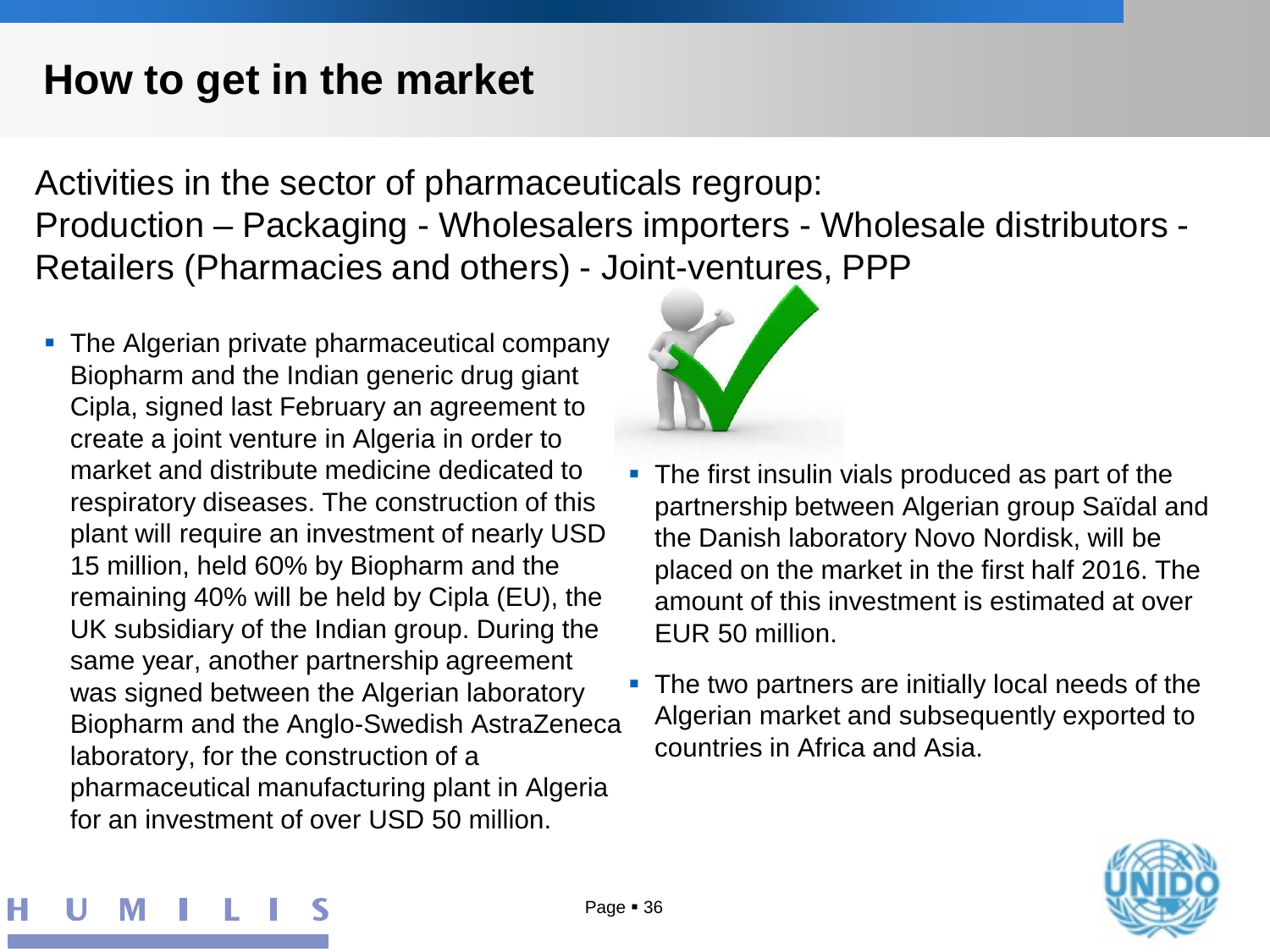# How to get in the market

Activities in the sector of pharmaceuticals regroup:
Production – Packaging - Wholesalers importers - Wholesale distributors - Retailers (Pharmacies and others) - Joint-ventures, PPP

- The Algerian private pharmaceutical company Biopharm and the Indian generic drug giant Cipla, signed last February an agreement to create a joint venture in Algeria in order to market and distribute medicine dedicated to respiratory diseases. The construction of this plant will require an investment of nearly USD 15 million, held 60% by Biopharm and the remaining 40% will be held by Cipla (EU), the UK subsidiary of the Indian group. During the same year, another partnership agreement was signed between the Algerian laboratory Biopharm and the Anglo-Swedish AstraZeneca laboratory, for the construction of a pharmaceutical manufacturing plant in Algeria for an investment of over USD 50 million.

- The first insulin vials produced as part of the partnership between Algerian group Saïdal and the Danish laboratory Novo Nordisk, will be placed on the market in the first half 2016. The amount of this investment is estimated at over EUR 50 million.

- The two partners are initially local needs of the Algerian market and subsequently exported to countries in Africa and Asia.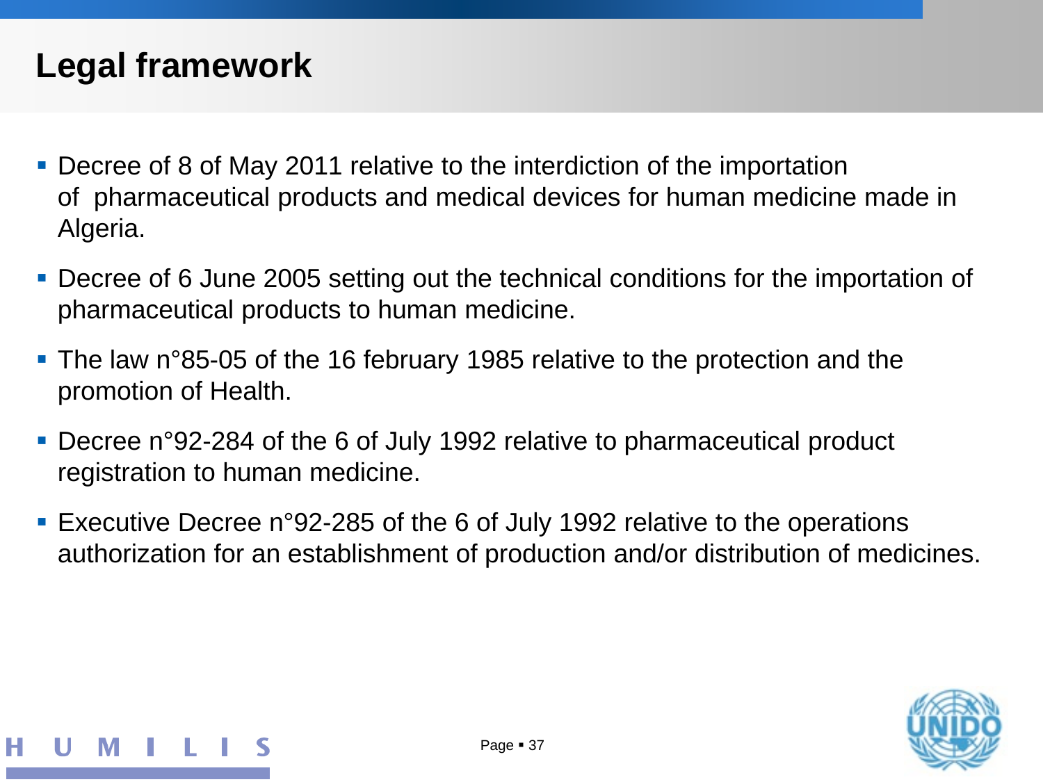## Legal framework

- Decree of 8 of May 2011 relative to the interdiction of the importation of pharmaceutical products and medical devices for human medicine made in Algeria.
- Decree of 6 June 2005 setting out the technical conditions for the importation of pharmaceutical products to human medicine.
- The law n°85-05 of the 16 february 1985 relative to the protection and the promotion of Health.
- Decree n°92-284 of the 6 of July 1992 relative to pharmaceutical product registration to human medicine.
- Executive Decree n°92-285 of the 6 of July 1992 relative to the operations authorization for an establishment of production and/or distribution of medicines.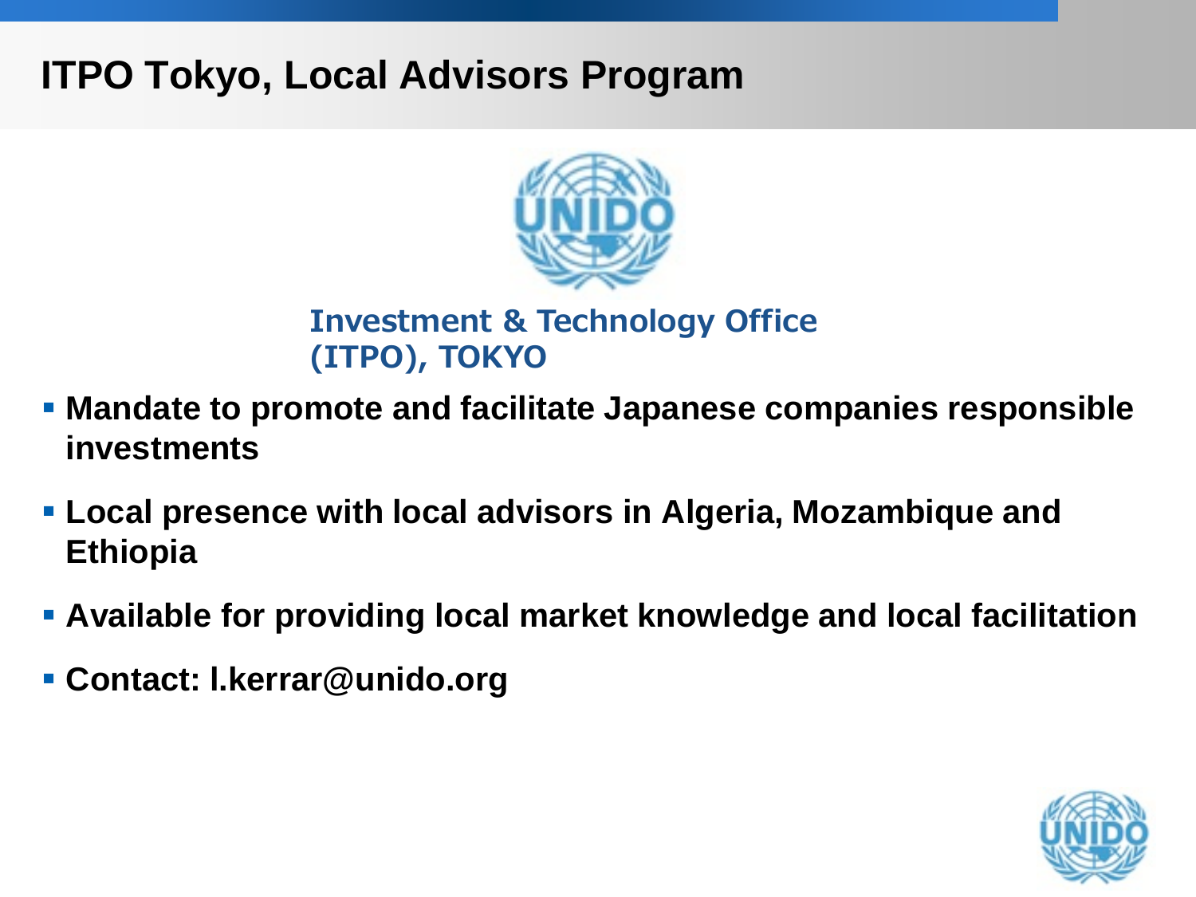# ITPO Tokyo, Local Advisors Program

**Investment & Technology Office (ITPO), TOKYO**

- **Mandate to promote and facilitate Japanese companies responsible investments**
- **Local presence with local advisors in Algeria, Mozambique and Ethiopia**
- **Available for providing local market knowledge and local facilitation**
- **Contact: l.kerrar@unido.org**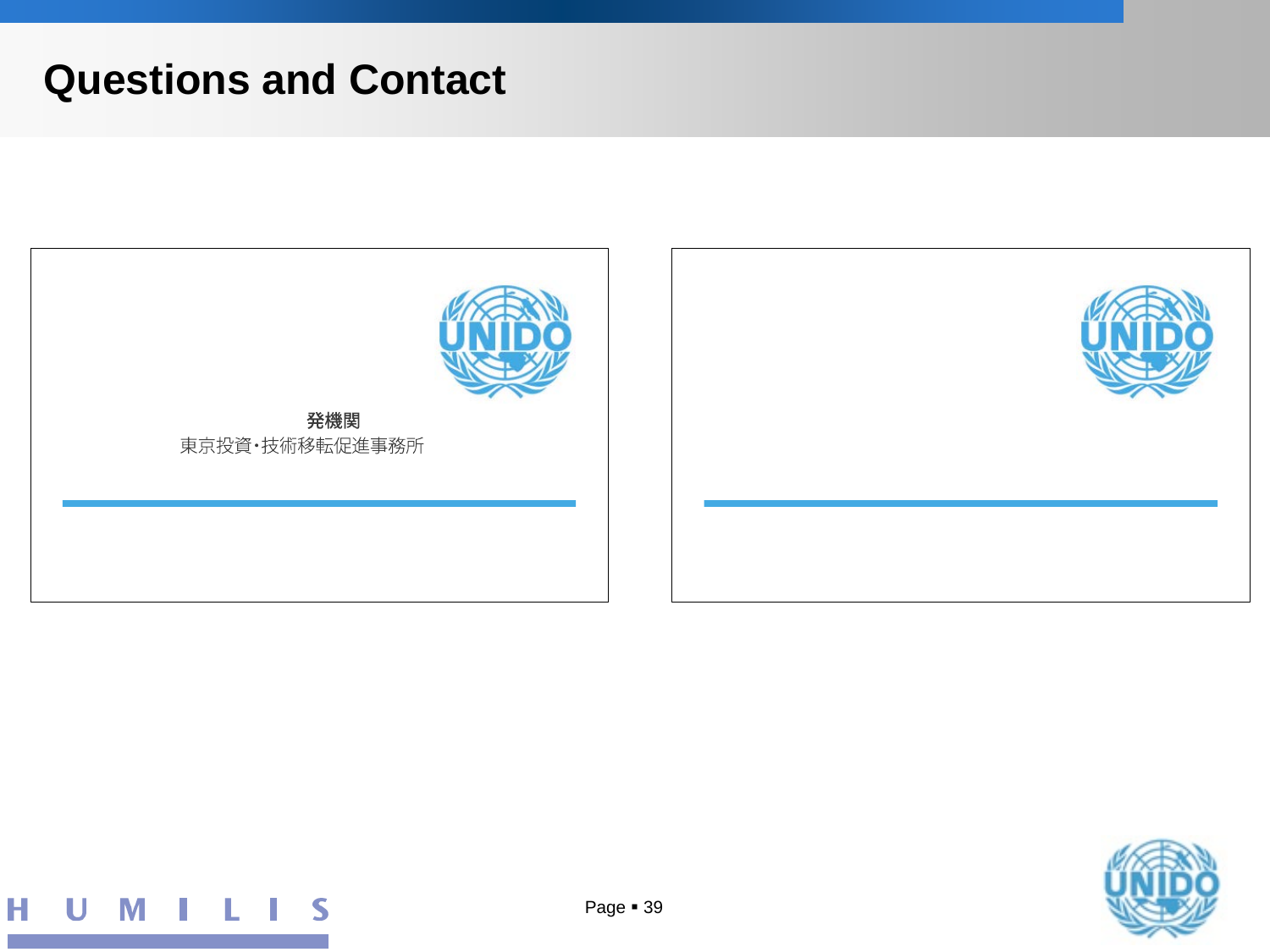# Questions and Contact

**発機関**
東京投資・技術移転促進事務所